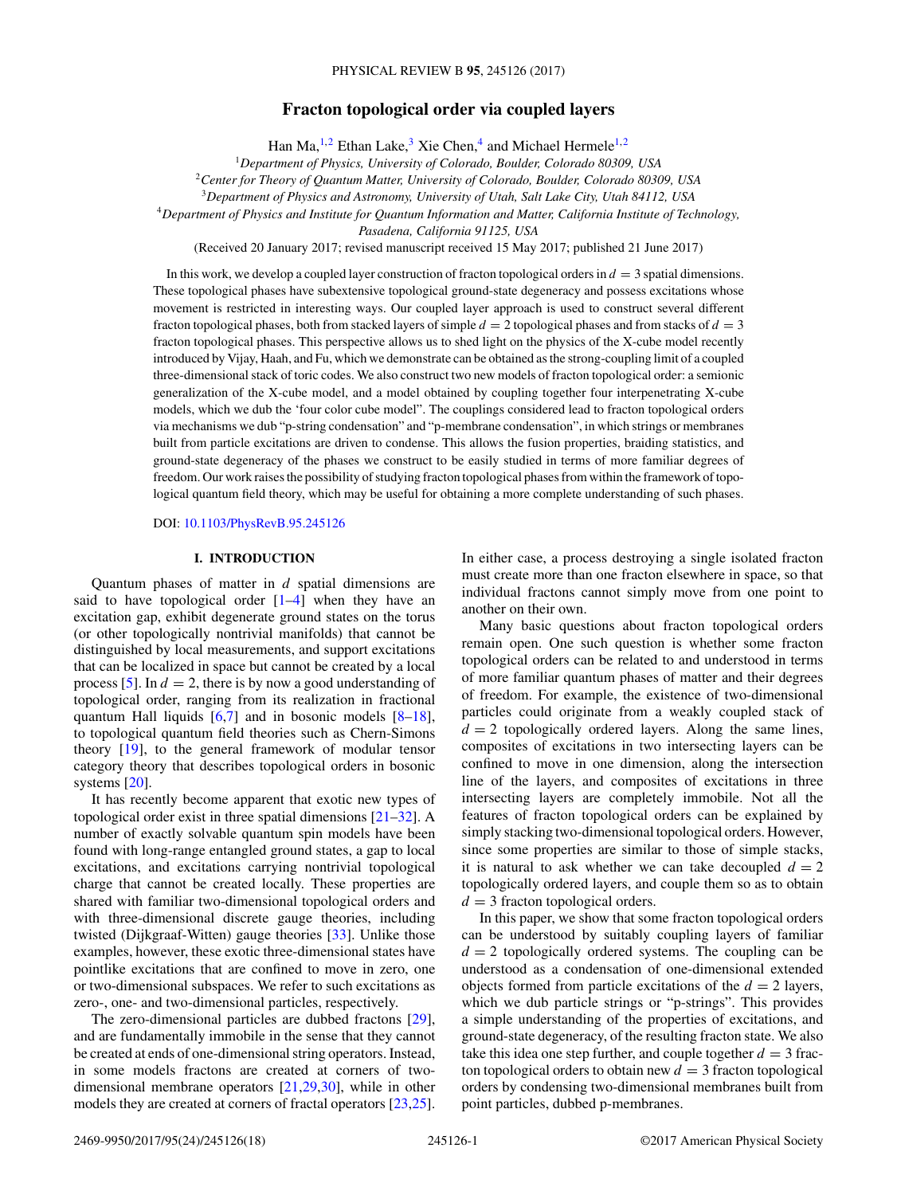# Fracton topological order via coupled layers

Han Ma,[1,2] Ethan Lake,[3] Xie Chen,[4] and Michael Hermele[1,2]

[1]*Department of Physics, University of Colorado, Boulder, Colorado 80309, USA*

[2]*Center for Theory of Quantum Matter, University of Colorado, Boulder, Colorado 80309, USA*

[3]*Department of Physics and Astronomy, University of Utah, Salt Lake City, Utah 84112, USA*

[4]*Department of Physics and Institute for Quantum Information and Matter, California Institute of Technology, Pasadena, California 91125, USA*

(Received 20 January 2017; revised manuscript received 15 May 2017; published 21 June 2017)

In this work, we develop a coupled layer construction of fracton topological orders in $d = 3$ spatial dimensions. These topological phases have subextensive topological ground-state degeneracy and possess excitations whose movement is restricted in interesting ways. Our coupled layer approach is used to construct several different fracton topological phases, both from stacked layers of simple $d = 2$ topological phases and from stacks of $d = 3$ fracton topological phases. This perspective allows us to shed light on the physics of the X-cube model recently introduced by Vijay, Haah, and Fu, which we demonstrate can be obtained as the strong-coupling limit of a coupled three-dimensional stack of toric codes. We also construct two new models of fracton topological order: a semionic generalization of the X-cube model, and a model obtained by coupling together four interpenetrating X-cube models, which we dub the 'four color cube model". The couplings considered lead to fracton topological orders via mechanisms we dub "p-string condensation" and "p-membrane condensation", in which strings or membranes built from particle excitations are driven to condense. This allows the fusion properties, braiding statistics, and ground-state degeneracy of the phases we construct to be easily studied in terms of more familiar degrees of freedom. Our work raises the possibility of studying fracton topological phases from within the framework of topological quantum field theory, which may be useful for obtaining a more complete understanding of such phases.

DOI: 10.1103/PhysRevB.95.245126

## I. INTRODUCTION

Quantum phases of matter in $d$ spatial dimensions are said to have topological order [1–4] when they have an excitation gap, exhibit degenerate ground states on the torus (or other topologically nontrivial manifolds) that cannot be distinguished by local measurements, and support excitations that can be localized in space but cannot be created by a local process [5]. In $d = 2$, there is by now a good understanding of topological order, ranging from its realization in fractional quantum Hall liquids [6,7] and in bosonic models [8–18], to topological quantum field theories such as Chern-Simons theory [19], to the general framework of modular tensor category theory that describes topological orders in bosonic systems [20].

It has recently become apparent that exotic new types of topological order exist in three spatial dimensions [21–32]. A number of exactly solvable quantum spin models have been found with long-range entangled ground states, a gap to local excitations, and excitations carrying nontrivial topological charge that cannot be created locally. These properties are shared with familiar two-dimensional topological orders and with three-dimensional discrete gauge theories, including twisted (Dijkgraaf-Witten) gauge theories [33]. Unlike those examples, however, these exotic three-dimensional states have pointlike excitations that are confined to move in zero, one or two-dimensional subspaces. We refer to such excitations as zero-, one- and two-dimensional particles, respectively.

The zero-dimensional particles are dubbed fractons [29], and are fundamentally immobile in the sense that they cannot be created at ends of one-dimensional string operators. Instead, in some models fractons are created at corners of two-dimensional membrane operators [21,29,30], while in other models they are created at corners of fractal operators [23,25]. In either case, a process destroying a single isolated fracton must create more than one fracton elsewhere in space, so that individual fractons cannot simply move from one point to another on their own.

Many basic questions about fracton topological orders remain open. One such question is whether some fracton topological orders can be related to and understood in terms of more familiar quantum phases of matter and their degrees of freedom. For example, the existence of two-dimensional particles could originate from a weakly coupled stack of $d = 2$ topologically ordered layers. Along the same lines, composites of excitations in two intersecting layers can be confined to move in one dimension, along the intersection line of the layers, and composites of excitations in three intersecting layers are completely immobile. Not all the features of fracton topological orders can be explained by simply stacking two-dimensional topological orders. However, since some properties are similar to those of simple stacks, it is natural to ask whether we can take decoupled $d = 2$ topologically ordered layers, and couple them so as to obtain $d = 3$ fracton topological orders.

In this paper, we show that some fracton topological orders can be understood by suitably coupling layers of familiar $d = 2$ topologically ordered systems. The coupling can be understood as a condensation of one-dimensional extended objects formed from particle excitations of the $d = 2$ layers, which we dub particle strings or "p-strings". This provides a simple understanding of the properties of excitations, and ground-state degeneracy, of the resulting fracton state. We also take this idea one step further, and couple together $d = 3$ fracton topological orders to obtain new $d = 3$ fracton topological orders by condensing two-dimensional membranes built from point particles, dubbed p-membranes.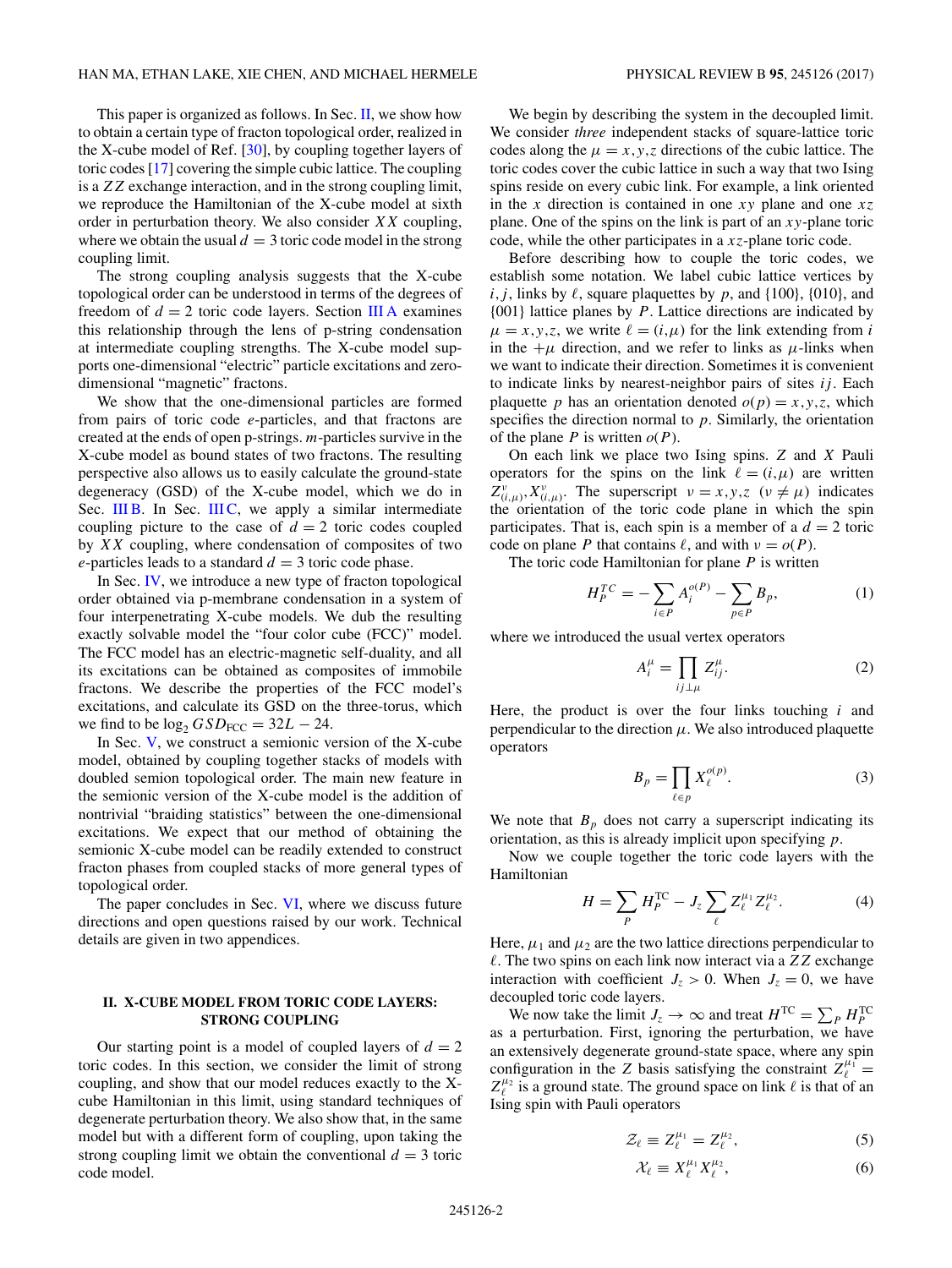This paper is organized as follows. In Sec. II, we show how to obtain a certain type of fracton topological order, realized in the X-cube model of Ref. [30], by coupling together layers of toric codes [17] covering the simple cubic lattice. The coupling is a $ZZ$ exchange interaction, and in the strong coupling limit, we reproduce the Hamiltonian of the X-cube model at sixth order in perturbation theory. We also consider $XX$ coupling, where we obtain the usual $d = 3$ toric code model in the strong coupling limit.

The strong coupling analysis suggests that the X-cube topological order can be understood in terms of the degrees of freedom of $d = 2$ toric code layers. Section III A examines this relationship through the lens of p-string condensation at intermediate coupling strengths. The X-cube model supports one-dimensional "electric" particle excitations and zero-dimensional "magnetic" fractons.

We show that the one-dimensional particles are formed from pairs of toric code $e$-particles, and that fractons are created at the ends of open p-strings. $m$-particles survive in the X-cube model as bound states of two fractons. The resulting perspective also allows us to easily calculate the ground-state degeneracy (GSD) of the X-cube model, which we do in Sec. III B. In Sec. III C, we apply a similar intermediate coupling picture to the case of $d = 2$ toric codes coupled by $XX$ coupling, where condensation of composites of two $e$-particles leads to a standard $d = 3$ toric code phase.

In Sec. IV, we introduce a new type of fracton topological order obtained via p-membrane condensation in a system of four interpenetrating X-cube models. We dub the resulting exactly solvable model the "four color cube (FCC)" model. The FCC model has an electric-magnetic self-duality, and all its excitations can be obtained as composites of immobile fractons. We describe the properties of the FCC model's excitations, and calculate its GSD on the three-torus, which we find to be $\log_2 GSD_{\text{FCC}} = 32L - 24$.

In Sec. V, we construct a semionic version of the X-cube model, obtained by coupling together stacks of models with doubled semion topological order. The main new feature in the semionic version of the X-cube model is the addition of nontrivial "braiding statistics" between the one-dimensional excitations. We expect that our method of obtaining the semionic X-cube model can be readily extended to construct fracton phases from coupled stacks of more general types of topological order.

The paper concludes in Sec. VI, where we discuss future directions and open questions raised by our work. Technical details are given in two appendices.

## II. X-CUBE MODEL FROM TORIC CODE LAYERS: STRONG COUPLING

Our starting point is a model of coupled layers of $d = 2$ toric codes. In this section, we consider the limit of strong coupling, and show that our model reduces exactly to the X-cube Hamiltonian in this limit, using standard techniques of degenerate perturbation theory. We also show that, in the same model but with a different form of coupling, upon taking the strong coupling limit we obtain the conventional $d = 3$ toric code model.

We begin by describing the system in the decoupled limit. We consider *three* independent stacks of square-lattice toric codes along the $\mu = x,y,z$ directions of the cubic lattice. The toric codes cover the cubic lattice in such a way that two Ising spins reside on every cubic link. For example, a link oriented in the $x$ direction is contained in one $xy$ plane and one $xz$ plane. One of the spins on the link is part of an $xy$-plane toric code, while the other participates in a $xz$-plane toric code.

Before describing how to couple the toric codes, we establish some notation. We label cubic lattice vertices by $i, j$, links by $\ell$, square plaquettes by $p$, and {100}, {010}, and {001} lattice planes by $P$. Lattice directions are indicated by $\mu = x,y,z$, we write $\ell = (i,\mu)$ for the link extending from $i$ in the $+\mu$ direction, and we refer to links as $\mu$-links when we want to indicate their direction. Sometimes it is convenient to indicate links by nearest-neighbor pairs of sites $ij$. Each plaquette $p$ has an orientation denoted $o(p) = x,y,z$, which specifies the direction normal to $p$. Similarly, the orientation of the plane $P$ is written $o(P)$.

On each link we place two Ising spins. $Z$ and $X$ Pauli operators for the spins on the link $\ell = (i,\mu)$ are written $Z^{\nu}_{(i,\mu)}, X^{\nu}_{(i,\mu)}$. The superscript $\nu = x,y,z$ ($\nu \neq \mu$) indicates the orientation of the toric code plane in which the spin participates. That is, each spin is a member of a $d = 2$ toric code on plane $P$ that contains $\ell$, and with $\nu = o(P)$.

The toric code Hamiltonian for plane $P$ is written

$$H^{TC}_P = -\sum_{i \in P} A^{o(P)}_i - \sum_{p \in P} B_p, \tag{1}$$

where we introduced the usual vertex operators

$$A^{\mu}_i = \prod_{ij \perp \mu} Z^{\mu}_{ij}. \tag{2}$$

Here, the product is over the four links touching $i$ and perpendicular to the direction $\mu$. We also introduced plaquette operators

$$B_p = \prod_{\ell \in p} X^{o(p)}_{\ell}. \tag{3}$$

We note that $B_p$ does not carry a superscript indicating its orientation, as this is already implicit upon specifying $p$.

Now we couple together the toric code layers with the Hamiltonian

$$H = \sum_P H^{\text{TC}}_P - J_z \sum_{\ell} Z^{\mu_1}_{\ell} Z^{\mu_2}_{\ell}. \tag{4}$$

Here, $\mu_1$ and $\mu_2$ are the two lattice directions perpendicular to $\ell$. The two spins on each link now interact via a $ZZ$ exchange interaction with coefficient $J_z > 0$. When $J_z = 0$, we have decoupled toric code layers.

We now take the limit $J_z \to \infty$ and treat $H^{\text{TC}} = \sum_P H^{\text{TC}}_P$ as a perturbation. First, ignoring the perturbation, we have an extensively degenerate ground-state space, where any spin configuration in the $Z$ basis satisfying the constraint $Z^{\mu_1}_{\ell} = Z^{\mu_2}_{\ell}$ is a ground state. The ground space on link $\ell$ is that of an Ising spin with Pauli operators

$$\mathcal{Z}_{\ell} \equiv Z^{\mu_1}_{\ell} = Z^{\mu_2}_{\ell}, \tag{5}$$

$$\mathcal{X}_{\ell} \equiv X^{\mu_1}_{\ell} X^{\mu_2}_{\ell}, \tag{6}$$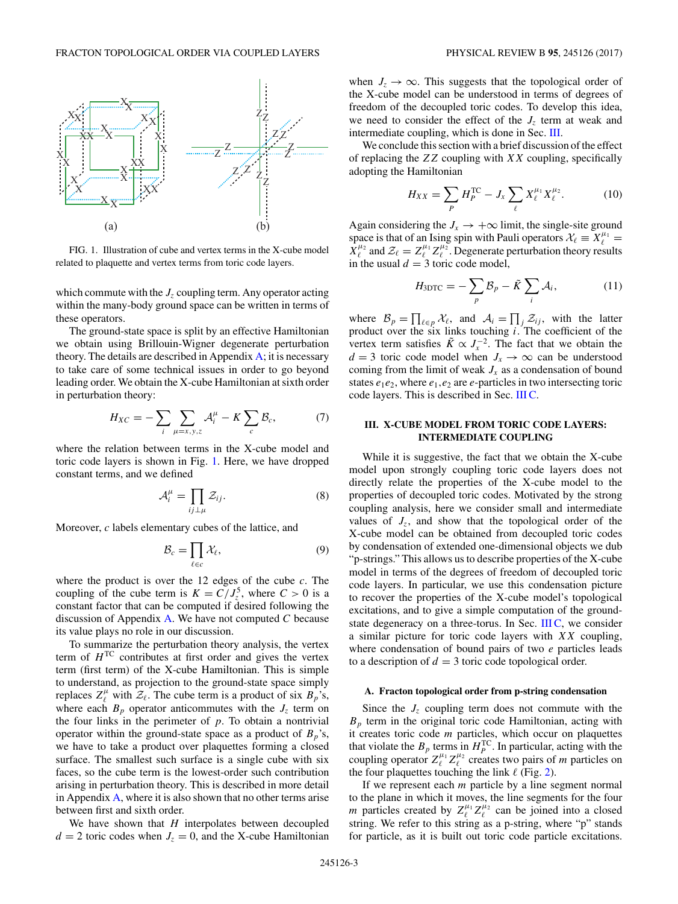FIG. 1. Illustration of cube and vertex terms in the X-cube model related to plaquette and vertex terms from toric code layers.

which commute with the $J_z$ coupling term. Any operator acting within the many-body ground space can be written in terms of these operators.

The ground-state space is split by an effective Hamiltonian we obtain using Brillouin-Wigner degenerate perturbation theory. The details are described in Appendix A; it is necessary to take care of some technical issues in order to go beyond leading order. We obtain the X-cube Hamiltonian at sixth order in perturbation theory:

$$H_{XC} = -\sum_i \sum_{\mu=x,y,z} \mathcal{A}_i^{\mu} - K \sum_c \mathcal{B}_c, \tag{7}$$

where the relation between terms in the X-cube model and toric code layers is shown in Fig. 1. Here, we have dropped constant terms, and we defined

$$\mathcal{A}_i^{\mu} = \prod_{ij \perp \mu} \mathcal{Z}_{ij}. \tag{8}$$

Moreover, $c$ labels elementary cubes of the lattice, and

$$\mathcal{B}_c = \prod_{\ell \in c} \mathcal{X}_{\ell}, \tag{9}$$

where the product is over the 12 edges of the cube $c$. The coupling of the cube term is $K = C/J_z^5$, where $C > 0$ is a constant factor that can be computed if desired following the discussion of Appendix A. We have not computed $C$ because its value plays no role in our discussion.

To summarize the perturbation theory analysis, the vertex term of $H^{\text{TC}}$ contributes at first order and gives the vertex term (first term) of the X-cube Hamiltonian. This is simple to understand, as projection to the ground-state space simply replaces $Z_{\ell}^{\mu}$ with $\mathcal{Z}_{\ell}$. The cube term is a product of six $B_p$'s, where each $B_p$ operator anticommutes with the $J_z$ term on the four links in the perimeter of $p$. To obtain a nontrivial operator within the ground-state space as a product of $B_p$'s, we have to take a product over plaquettes forming a closed surface. The smallest such surface is a single cube with six faces, so the cube term is the lowest-order such contribution arising in perturbation theory. This is described in more detail in Appendix A, where it is also shown that no other terms arise between first and sixth order.

We have shown that $H$ interpolates between decoupled $d = 2$ toric codes when $J_z = 0$, and the X-cube Hamiltonian when $J_z \to \infty$. This suggests that the topological order of the X-cube model can be understood in terms of degrees of freedom of the decoupled toric codes. To develop this idea, we need to consider the effect of the $J_z$ term at weak and intermediate coupling, which is done in Sec. III.

We conclude this section with a brief discussion of the effect of replacing the $ZZ$ coupling with $XX$ coupling, specifically adopting the Hamiltonian

$$H_{XX} = \sum_P H_P^{\text{TC}} - J_x \sum_{\ell} X_{\ell}^{\mu_1} X_{\ell}^{\mu_2}. \tag{10}$$

Again considering the $J_x \to +\infty$ limit, the single-site ground space is that of an Ising spin with Pauli operators $\mathcal{X}_{\ell} \equiv X_{\ell}^{\mu_1} = X_{\ell}^{\mu_2}$ and $\mathcal{Z}_{\ell} = Z_{\ell}^{\mu_1} Z_{\ell}^{\mu_2}$. Degenerate perturbation theory results in the usual $d = 3$ toric code model,

$$H_{\text{3DTC}} = -\sum_p \mathcal{B}_p - \tilde{K} \sum_i \mathcal{A}_i, \tag{11}$$

where $\mathcal{B}_p = \prod_{\ell \in p} \mathcal{X}_{\ell}$, and $\mathcal{A}_i = \prod_j \mathcal{Z}_{ij}$, with the latter product over the six links touching $i$. The coefficient of the vertex term satisfies $\tilde{K} \propto J_x^{-2}$. The fact that we obtain the $d = 3$ toric code model when $J_x \to \infty$ can be understood coming from the limit of weak $J_x$ as a condensation of bound states $e_1 e_2$, where $e_1, e_2$ are $e$-particles in two intersecting toric code layers. This is described in Sec. III C.

## III. X-CUBE MODEL FROM TORIC CODE LAYERS: INTERMEDIATE COUPLING

While it is suggestive, the fact that we obtain the X-cube model upon strongly coupling toric code layers does not directly relate the properties of the X-cube model to the properties of decoupled toric codes. Motivated by the strong coupling analysis, here we consider small and intermediate values of $J_z$, and show that the topological order of the X-cube model can be obtained from decoupled toric codes by condensation of extended one-dimensional objects we dub "p-strings." This allows us to describe properties of the X-cube model in terms of the degrees of freedom of decoupled toric code layers. In particular, we use this condensation picture to recover the properties of the X-cube model's topological excitations, and to give a simple computation of the ground-state degeneracy on a three-torus. In Sec. III C, we consider a similar picture for toric code layers with $XX$ coupling, where condensation of bound pairs of two $e$ particles leads to a description of $d = 3$ toric code topological order.

### A. Fracton topological order from p-string condensation

Since the $J_z$ coupling term does not commute with the $B_p$ term in the original toric code Hamiltonian, acting with it creates toric code $m$ particles, which occur on plaquettes that violate the $B_p$ terms in $H_P^{\text{TC}}$. In particular, acting with the coupling operator $Z_{\ell}^{\mu_1} Z_{\ell}^{\mu_2}$ creates two pairs of $m$ particles on the four plaquettes touching the link $\ell$ (Fig. 2).

If we represent each $m$ particle by a line segment normal to the plane in which it moves, the line segments for the four $m$ particles created by $Z_{\ell}^{\mu_1} Z_{\ell}^{\mu_2}$ can be joined into a closed string. We refer to this string as a p-string, where "p" stands for particle, as it is built out toric code particle excitations.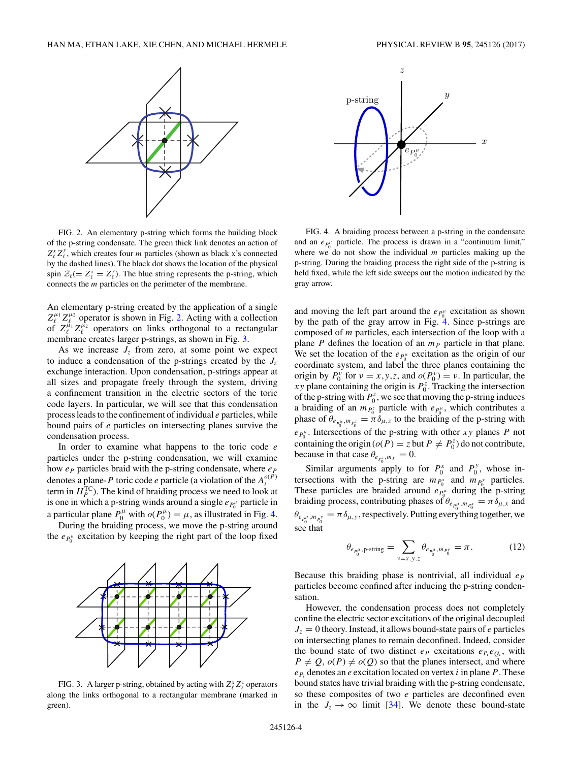FIG. 2. An elementary p-string which forms the building block of the p-string condensate. The green thick link denotes an action of $Z_\ell^x Z_\ell^y$, which creates four $m$ particles (shown as black x's connected by the dashed lines). The black dot shows the location of the physical spin $\mathcal{Z}_\ell (= Z_\ell^x = Z_\ell^y)$. The blue string represents the p-string, which connects the $m$ particles on the perimeter of the membrane.

An elementary p-string created by the application of a single $Z_\ell^{\mu_1} Z_\ell^{\mu_2}$ operator is shown in Fig. 2. Acting with a collection of $Z_\ell^{\mu_1} Z_\ell^{\mu_2}$ operators on links orthogonal to a rectangular membrane creates larger p-strings, as shown in Fig. 3.

As we increase $J_z$ from zero, at some point we expect to induce a condensation of the p-strings created by the $J_z$ exchange interaction. Upon condensation, p-strings appear at all sizes and propagate freely through the system, driving a confinement transition in the electric sectors of the toric code layers. In particular, we will see that this condensation process leads to the confinement of individual $e$ particles, while bound pairs of $e$ particles on intersecting planes survive the condensation process.

In order to examine what happens to the toric code $e$ particles under the p-string condensation, we will examine how $e_P$ particles braid with the p-string condensate, where $e_P$ denotes a plane-$P$ toric code $e$ particle (a violation of the $A_i^{o(P)}$ term in $H_P^{\mathrm{TC}}$). The kind of braiding process we need to look at is one in which a p-string winds around a single $e_{P_0^\mu}$ particle in a particular plane $P_0^\mu$ with $o(P_0^\mu) = \mu$, as illustrated in Fig. 4.

During the braiding process, we move the p-string around the $e_{P_0^\mu}$ excitation by keeping the right part of the loop fixed and moving the left part around the $e_{P_0^\mu}$ excitation as shown by the path of the gray arrow in Fig. 4. Since p-strings are composed of $m$ particles, each intersection of the loop with a plane $P$ defines the location of an $m_P$ particle in that plane. We set the location of the $e_{P_0^\mu}$ excitation as the origin of our coordinate system, and label the three planes containing the origin by $P_0^\nu$ for $\nu = x,y,z$, and $o(P_0^\nu) = \nu$. In particular, the $xy$ plane containing the origin is $P_0^z$. Tracking the intersection of the p-string with $P_0^z$, we see that moving the p-string induces a braiding of an $m_{P_0^z}$ particle with $e_{P_0^\mu}$, which contributes a phase of $\theta_{e_{P_0^\mu}, m_{P_0^z}} = \pi \delta_{\mu,z}$ to the braiding of the p-string with $e_{P_0^\mu}$. Intersections of the p-string with other $xy$ planes $P$ not containing the origin ($o(P) = z$ but $P \neq P_0^z$) do not contribute, because in that case $\theta_{e_{P_0^z}, m_P} = 0$.

Similar arguments apply to for $P_0^x$ and $P_0^y$, whose intersections with the p-string are $m_{P_0^x}$ and $m_{P_0^y}$ particles. These particles are braided around $e_{P_0^\mu}$ during the p-string braiding process, contributing phases of $\theta_{e_{P_0^\mu}, m_{P_0^x}} = \pi \delta_{\mu,x}$ and $\theta_{e_{P_0^\mu}, m_{P_0^y}} = \pi \delta_{\mu,y}$, respectively. Putting everything together, we see that

$$\theta_{e_{P_0^\mu}, \text{p-string}} = \sum_{\nu = x,y,z} \theta_{e_{P_0^\mu}, m_{P_0^\nu}} = \pi. \tag{12}$$

Because this braiding phase is nontrivial, all individual $e_P$ particles become confined after inducing the p-string condensation.

However, the condensation process does not completely confine the electric sector excitations of the original decoupled $J_z = 0$ theory. Instead, it allows bound-state pairs of $e$ particles on intersecting planes to remain deconfined. Indeed, consider the bound state of two distinct $e_P$ excitations $e_{P_i} e_{Q_i}$, with $P \neq Q$, $o(P) \neq o(Q)$ so that the planes intersect, and where $e_{P_i}$ denotes an $e$ excitation located on vertex $i$ in plane $P$. These bound states have trivial braiding with the p-string condensate, so these composites of two $e$ particles are deconfined even in the $J_z \to \infty$ limit [34]. We denote these bound-state

FIG. 3. A larger p-string, obtained by acting with $Z_\ell^x Z_\ell^z$ operators along the links orthogonal to a rectangular membrane (marked in green).

FIG. 4. A braiding process between a p-string in the condensate and an $e_{P_0^\mu}$ particle. The process is drawn in a "continuum limit," where we do not show the individual $m$ particles making up the p-string. During the braiding process the right side of the p-string is held fixed, while the left side sweeps out the motion indicated by the gray arrow.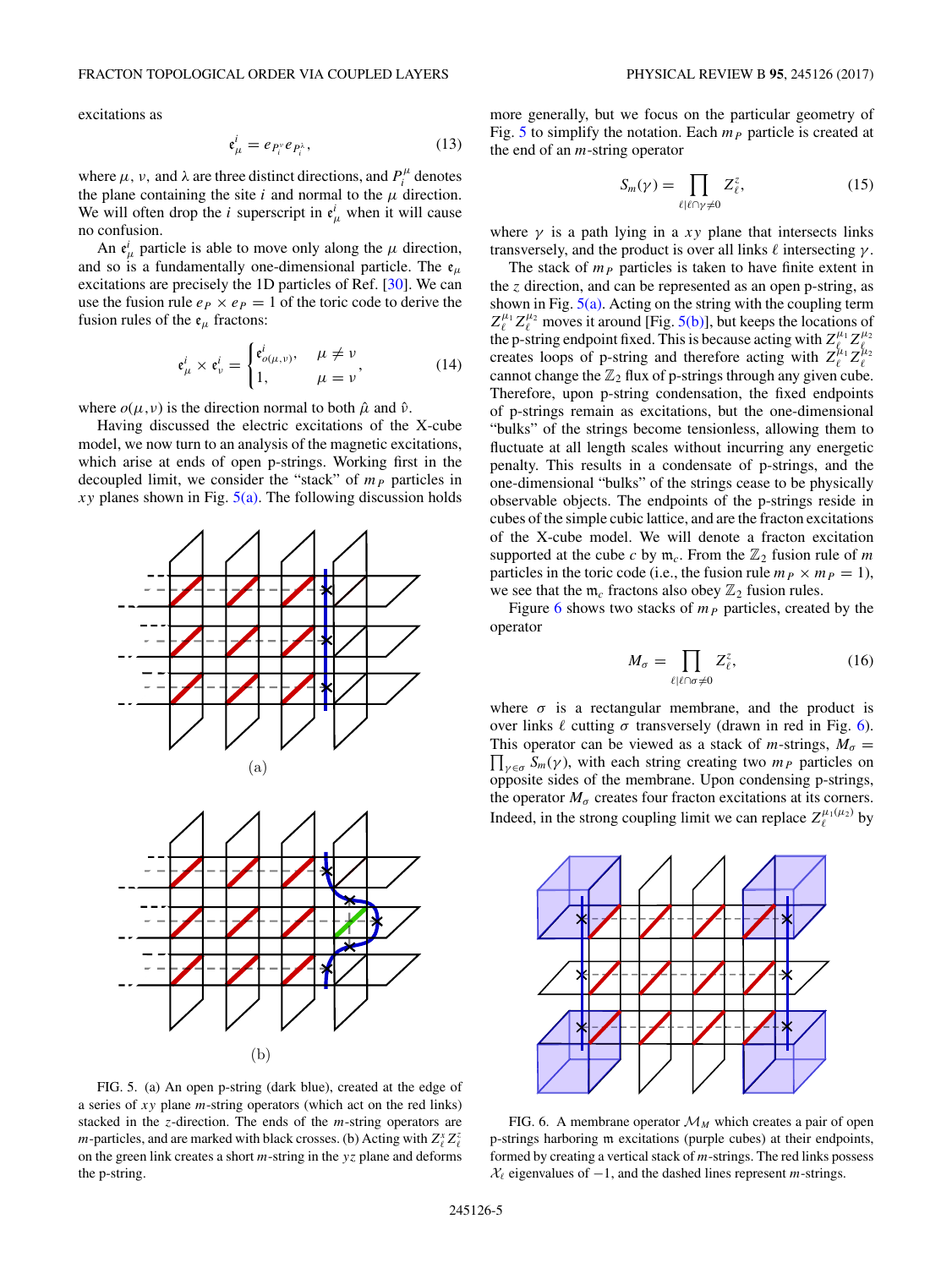excitations as

$$\mathfrak{e}^i_\mu = e_{P_i^\nu} e_{P_i^\lambda}, \tag{13}$$

where $\mu$, $\nu$, and $\lambda$ are three distinct directions, and $P_i^\mu$ denotes the plane containing the site $i$ and normal to the $\mu$ direction. We will often drop the $i$ superscript in $\mathfrak{e}^i_\mu$ when it will cause no confusion.

An $\mathfrak{e}^i_\mu$ particle is able to move only along the $\mu$ direction, and so is a fundamentally one-dimensional particle. The $\mathfrak{e}_\mu$ excitations are precisely the 1D particles of Ref. [30]. We can use the fusion rule $e_P \times e_P = 1$ of the toric code to derive the fusion rules of the $\mathfrak{e}_\mu$ fractons:

$$\mathfrak{e}^i_\mu \times \mathfrak{e}^i_\nu = \begin{cases} \mathfrak{e}^i_{o(\mu,\nu)}, & \mu \neq \nu \\ 1, & \mu = \nu \end{cases}, \tag{14}$$

where $o(\mu,\nu)$ is the direction normal to both $\hat{\mu}$ and $\hat{\nu}$.

Having discussed the electric excitations of the X-cube model, we now turn to an analysis of the magnetic excitations, which arise at ends of open p-strings. Working first in the decoupled limit, we consider the "stack" of $m_P$ particles in $xy$ planes shown in Fig. 5(a). The following discussion holds more generally, but we focus on the particular geometry of Fig. 5 to simplify the notation. Each $m_P$ particle is created at the end of an $m$-string operator

$$S_m(\gamma) = \prod_{\ell | \ell \cap \gamma \neq 0} Z^z_\ell, \tag{15}$$

where $\gamma$ is a path lying in a $xy$ plane that intersects links transversely, and the product is over all links $\ell$ intersecting $\gamma$.

FIG. 5. (a) An open p-string (dark blue), created at the edge of a series of $xy$ plane $m$-string operators (which act on the red links) stacked in the $z$-direction. The ends of the $m$-string operators are $m$-particles, and are marked with black crosses. (b) Acting with $Z^x_\ell Z^z_\ell$ on the green link creates a short $m$-string in the $yz$ plane and deforms the p-string.

The stack of $m_P$ particles is taken to have finite extent in the $z$ direction, and can be represented as an open p-string, as shown in Fig. 5(a). Acting on the string with the coupling term $Z^{\mu_1}_\ell Z^{\mu_2}_\ell$ moves it around [Fig. 5(b)], but keeps the locations of the p-string endpoint fixed. This is because acting with $Z^{\mu_1}_\ell Z^{\mu_2}_\ell$ creates loops of p-string and therefore acting with $Z^{\mu_1}_\ell Z^{\mu_2}_\ell$ cannot change the $\mathbb{Z}_2$ flux of p-strings through any given cube. Therefore, upon p-string condensation, the fixed endpoints of p-strings remain as excitations, but the one-dimensional "bulks" of the strings become tensionless, allowing them to fluctuate at all length scales without incurring any energetic penalty. This results in a condensate of p-strings, and the one-dimensional "bulks" of the strings cease to be physically observable objects. The endpoints of the p-strings reside in cubes of the simple cubic lattice, and are the fracton excitations of the X-cube model. We will denote a fracton excitation supported at the cube $c$ by $\mathfrak{m}_c$. From the $\mathbb{Z}_2$ fusion rule of $m$ particles in the toric code (i.e., the fusion rule $m_P \times m_P = 1$), we see that the $\mathfrak{m}_c$ fractons also obey $\mathbb{Z}_2$ fusion rules.

Figure 6 shows two stacks of $m_P$ particles, created by the operator

$$M_\sigma = \prod_{\ell | \ell \cap \sigma \neq 0} Z^z_\ell, \tag{16}$$

where $\sigma$ is a rectangular membrane, and the product is over links $\ell$ cutting $\sigma$ transversely (drawn in red in Fig. 6). This operator can be viewed as a stack of $m$-strings, $M_\sigma = \prod_{\gamma \in \sigma} S_m(\gamma)$, with each string creating two $m_P$ particles on opposite sides of the membrane. Upon condensing p-strings, the operator $M_\sigma$ creates four fracton excitations at its corners. Indeed, in the strong coupling limit we can replace $Z^{\mu_1(\mu_2)}_\ell$ by

FIG. 6. A membrane operator $\mathcal{M}_M$ which creates a pair of open p-strings harboring $\mathfrak{m}$ excitations (purple cubes) at their endpoints, formed by creating a vertical stack of $m$-strings. The red links possess $\mathcal{X}_\ell$ eigenvalues of $-1$, and the dashed lines represent $m$-strings.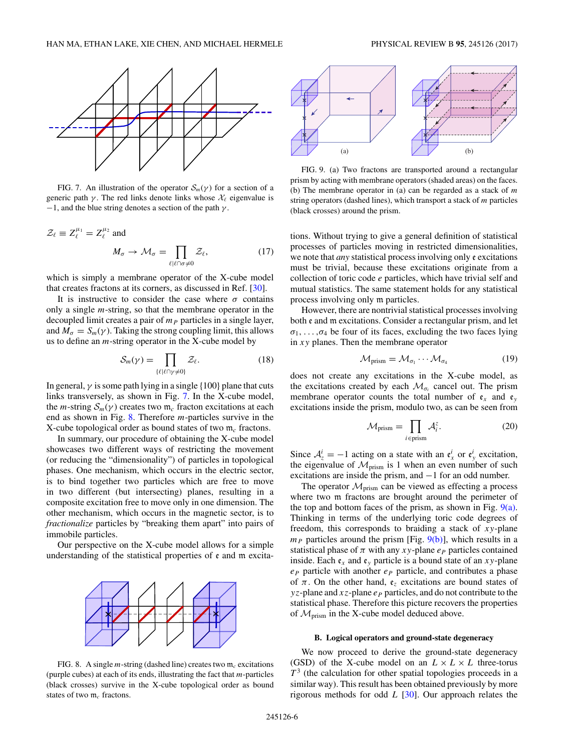FIG. 7. An illustration of the operator $\mathcal{S}_m(\gamma)$ for a section of a generic path $\gamma$. The red links denote links whose $\mathcal{X}_\ell$ eigenvalue is $-1$, and the blue string denotes a section of the path $\gamma$.

$\mathcal{Z}_\ell \equiv Z_\ell^{\mu_1} = Z_\ell^{\mu_2}$ and

$$M_\sigma \to \mathcal{M}_\sigma = \prod_{\ell | \ell \cap \sigma \neq 0} \mathcal{Z}_\ell, \tag{17}$$

which is simply a membrane operator of the X-cube model that creates fractons at its corners, as discussed in Ref. [30].

It is instructive to consider the case where $\sigma$ contains only a single $m$-string, so that the membrane operator in the decoupled limit creates a pair of $m_P$ particles in a single layer, and $M_\sigma = S_m(\gamma)$. Taking the strong coupling limit, this allows us to define an $m$-string operator in the X-cube model by

$$\mathcal{S}_m(\gamma) = \prod_{\{\ell | \ell \cap \gamma \neq 0\}} \mathcal{Z}_\ell. \tag{18}$$

In general, $\gamma$ is some path lying in a single $\{100\}$ plane that cuts links transversely, as shown in Fig. 7. In the X-cube model, the $m$-string $\mathcal{S}_m(\gamma)$ creates two $\mathfrak{m}_c$ fracton excitations at each end as shown in Fig. 8. Therefore $m$-particles survive in the X-cube topological order as bound states of two $\mathfrak{m}_c$ fractons.

In summary, our procedure of obtaining the X-cube model showcases two different ways of restricting the movement (or reducing the "dimensionality") of particles in topological phases. One mechanism, which occurs in the electric sector, is to bind together two particles which are free to move in two different (but intersecting) planes, resulting in a composite excitation free to move only in one dimension. The other mechanism, which occurs in the magnetic sector, is to *fractionalize* particles by "breaking them apart" into pairs of immobile particles.

Our perspective on the X-cube model allows for a simple understanding of the statistical properties of $\mathfrak{e}$ and $\mathfrak{m}$ excitations. Without trying to give a general definition of statistical processes of particles moving in restricted dimensionalities, we note that *any* statistical process involving only $\mathfrak{e}$ excitations must be trivial, because these excitations originate from a collection of toric code $e$ particles, which have trivial self and mutual statistics. The same statement holds for any statistical process involving only $\mathfrak{m}$ particles.

FIG. 8. A single $m$-string (dashed line) creates two $\mathfrak{m}_c$ excitations (purple cubes) at each of its ends, illustrating the fact that $m$-particles (black crosses) survive in the X-cube topological order as bound states of two $\mathfrak{m}_c$ fractons.

FIG. 9. (a) Two fractons are transported around a rectangular prism by acting with membrane operators (shaded areas) on the faces. (b) The membrane operator in (a) can be regarded as a stack of $m$ string operators (dashed lines), which transport a stack of $m$ particles (black crosses) around the prism.

However, there are nontrivial statistical processes involving both $\mathfrak{e}$ and $\mathfrak{m}$ excitations. Consider a rectangular prism, and let $\sigma_1, \ldots, \sigma_4$ be four of its faces, excluding the two faces lying in $xy$ planes. Then the membrane operator

$$\mathcal{M}_{\text{prism}} = \mathcal{M}_{\sigma_1} \cdots \mathcal{M}_{\sigma_4} \tag{19}$$

does not create any excitations in the X-cube model, as the excitations created by each $\mathcal{M}_{\sigma_i}$ cancel out. The prism membrane operator counts the total number of $\mathfrak{e}_x$ and $\mathfrak{e}_y$ excitations inside the prism, modulo two, as can be seen from

$$\mathcal{M}_{\text{prism}} = \prod_{i \in \text{prism}} \mathcal{A}_i^z. \tag{20}$$

Since $\mathcal{A}_z^i = -1$ acting on a state with an $\mathfrak{e}_x^i$ or $\mathfrak{e}_y^i$ excitation, the eigenvalue of $\mathcal{M}_{\text{prism}}$ is 1 when an even number of such excitations are inside the prism, and $-1$ for an odd number.

The operator $\mathcal{M}_{\text{prism}}$ can be viewed as effecting a process where two $\mathfrak{m}$ fractons are brought around the perimeter of the top and bottom faces of the prism, as shown in Fig. 9(a). Thinking in terms of the underlying toric code degrees of freedom, this corresponds to braiding a stack of $xy$-plane $m_P$ particles around the prism [Fig. 9(b)], which results in a statistical phase of $\pi$ with any $xy$-plane $e_P$ particles contained inside. Each $\mathfrak{e}_x$ and $\mathfrak{e}_y$ particle is a bound state of an $xy$-plane $e_P$ particle with another $e_P$ particle, and contributes a phase of $\pi$. On the other hand, $\mathfrak{e}_z$ excitations are bound states of $yz$-plane and $xz$-plane $e_P$ particles, and do not contribute to the statistical phase. Therefore this picture recovers the properties of $\mathcal{M}_{\text{prism}}$ in the X-cube model deduced above.

### B. Logical operators and ground-state degeneracy

We now proceed to derive the ground-state degeneracy (GSD) of the X-cube model on an $L \times L \times L$ three-torus $T^3$ (the calculation for other spatial topologies proceeds in a similar way). This result has been obtained previously by more rigorous methods for odd $L$ [30]. Our approach relates the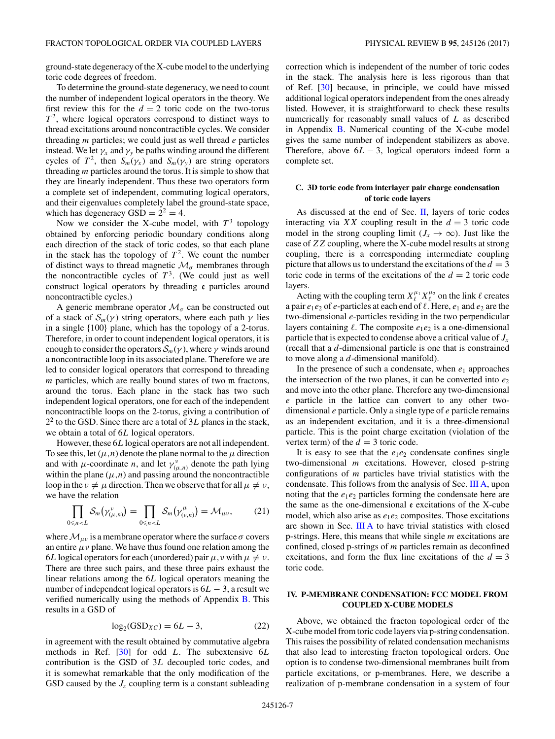ground-state degeneracy of the X-cube model to the underlying toric code degrees of freedom.

To determine the ground-state degeneracy, we need to count the number of independent logical operators in the theory. We first review this for the $d = 2$ toric code on the two-torus $T^2$, where logical operators correspond to distinct ways to thread excitations around noncontractible cycles. We consider threading $m$ particles; we could just as well thread $e$ particles instead. We let $\gamma_x$ and $\gamma_y$ be paths winding around the different cycles of $T^2$, then $S_m(\gamma_x)$ and $S_m(\gamma_y)$ are string operators threading $m$ particles around the torus. It is simple to show that they are linearly independent. Thus these two operators form a complete set of independent, commuting logical operators, and their eigenvalues completely label the ground-state space, which has degeneracy GSD $= 2^2 = 4$.

Now we consider the X-cube model, with $T^3$ topology obtained by enforcing periodic boundary conditions along each direction of the stack of toric codes, so that each plane in the stack has the topology of $T^2$. We count the number of distinct ways to thread magnetic $\mathcal{M}_\sigma$ membranes through the noncontractible cycles of $T^3$. (We could just as well construct logical operators by threading $\mathfrak{e}$ particles around noncontractible cycles.)

A generic membrane operator $\mathcal{M}_\sigma$ can be constructed out of a stack of $\mathcal{S}_m(\gamma)$ string operators, where each path $\gamma$ lies in a single {100} plane, which has the topology of a 2-torus. Therefore, in order to count independent logical operators, it is enough to consider the operators $\mathcal{S}_m(\gamma)$, where $\gamma$ winds around a noncontractible loop in its associated plane. Therefore we are led to consider logical operators that correspond to threading $m$ particles, which are really bound states of two $\mathfrak{m}$ fractons, around the torus. Each plane in the stack has two such independent logical operators, one for each of the independent noncontractible loops on the 2-torus, giving a contribution of $2^2$ to the GSD. Since there are a total of $3L$ planes in the stack, we obtain a total of $6L$ logical operators.

However, these $6L$ logical operators are not all independent. To see this, let $(\mu,n)$ denote the plane normal to the $\mu$ direction and with $\mu$-coordinate $n$, and let $\gamma^\nu_{(\mu,n)}$ denote the path lying within the plane $(\mu,n)$ and passing around the noncontractible loop in the $\nu \neq \mu$ direction. Then we observe that for all $\mu \neq \nu$, we have the relation

$$\prod_{0 \leqslant n < L} \mathcal{S}_m\big(\gamma^\nu_{(\mu,n)}\big) = \prod_{0 \leqslant n < L} \mathcal{S}_m\big(\gamma^\mu_{(\nu,n)}\big) = \mathcal{M}_{\mu\nu}, \tag{21}$$

where $\mathcal{M}_{\mu\nu}$ is a membrane operator where the surface $\sigma$ covers an entire $\mu\nu$ plane. We have thus found one relation among the $6L$ logical operators for each (unordered) pair $\mu,\nu$ with $\mu \neq \nu$. There are three such pairs, and these three pairs exhaust the linear relations among the $6L$ logical operators meaning the number of independent logical operators is $6L - 3$, a result we verified numerically using the methods of Appendix B. This results in a GSD of

$$\log_2(\text{GSD}_{XC}) = 6L - 3, \tag{22}$$

in agreement with the result obtained by commutative algebra methods in Ref. [30] for odd $L$. The subextensive $6L$ contribution is the GSD of $3L$ decoupled toric codes, and it is somewhat remarkable that the only modification of the GSD caused by the $J_z$ coupling term is a constant subleading correction which is independent of the number of toric codes in the stack. The analysis here is less rigorous than that of Ref. [30] because, in principle, we could have missed additional logical operators independent from the ones already listed. However, it is straightforward to check these results numerically for reasonably small values of $L$ as described in Appendix B. Numerical counting of the X-cube model gives the same number of independent stabilizers as above. Therefore, above $6L - 3$, logical operators indeed form a complete set.

### C. 3D toric code from interlayer pair charge condensation of toric code layers

As discussed at the end of Sec. II, layers of toric codes interacting via $XX$ coupling result in the $d = 3$ toric code model in the strong coupling limit ($J_x \to \infty$). Just like the case of $ZZ$ coupling, where the X-cube model results at strong coupling, there is a corresponding intermediate coupling picture that allows us to understand the excitations of the $d = 3$ toric code in terms of the excitations of the $d = 2$ toric code layers.

Acting with the coupling term $X^{\mu_1}_\ell X^{\mu_2}_\ell$ on the link $\ell$ creates a pair $e_1 e_2$ of $e$-particles at each end of $\ell$. Here, $e_1$ and $e_2$ are the two-dimensional $e$-particles residing in the two perpendicular layers containing $\ell$. The composite $e_1 e_2$ is a one-dimensional particle that is expected to condense above a critical value of $J_x$ (recall that a $d$-dimensional particle is one that is constrained to move along a $d$-dimensional manifold).

In the presence of such a condensate, when $e_1$ approaches the intersection of the two planes, it can be converted into $e_2$ and move into the other plane. Therefore any two-dimensional $e$ particle in the lattice can convert to any other two-dimensional $e$ particle. Only a single type of $e$ particle remains as an independent excitation, and it is a three-dimensional particle. This is the point charge excitation (violation of the vertex term) of the $d = 3$ toric code.

It is easy to see that the $e_1 e_2$ condensate confines single two-dimensional $m$ excitations. However, closed p-string configurations of $m$ particles have trivial statistics with the condensate. This follows from the analysis of Sec. III A, upon noting that the $e_1 e_2$ particles forming the condensate here are the same as the one-dimensional $\mathfrak{e}$ excitations of the X-cube model, which also arise as $e_1 e_2$ composites. Those excitations are shown in Sec. III A to have trivial statistics with closed p-strings. Here, this means that while single $m$ excitations are confined, closed p-strings of $m$ particles remain as deconfined excitations, and form the flux line excitations of the $d = 3$ toric code.

## IV. P-MEMBRANE CONDENSATION: FCC MODEL FROM COUPLED X-CUBE MODELS

Above, we obtained the fracton topological order of the X-cube model from toric code layers via p-string condensation. This raises the possibility of related condensation mechanisms that also lead to interesting fracton topological orders. One option is to condense two-dimensional membranes built from particle excitations, or p-membranes. Here, we describe a realization of p-membrane condensation in a system of four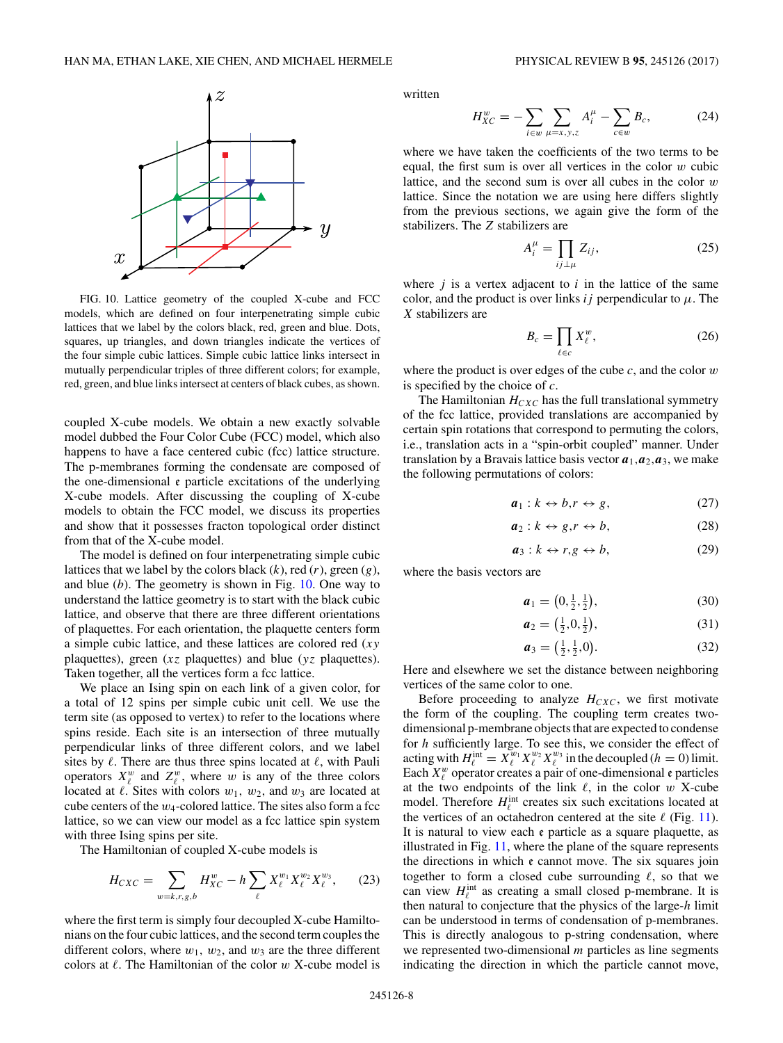FIG. 10. Lattice geometry of the coupled X-cube and FCC models, which are defined on four interpenetrating simple cubic lattices that we label by the colors black, red, green and blue. Dots, squares, up triangles, and down triangles indicate the vertices of the four simple cubic lattices. Simple cubic lattice links intersect in mutually perpendicular triples of three different colors; for example, red, green, and blue links intersect at centers of black cubes, as shown.

coupled X-cube models. We obtain a new exactly solvable model dubbed the Four Color Cube (FCC) model, which also happens to have a face centered cubic (fcc) lattice structure. The p-membranes forming the condensate are composed of the one-dimensional $\mathfrak{e}$ particle excitations of the underlying X-cube models. After discussing the coupling of X-cube models to obtain the FCC model, we discuss its properties and show that it possesses fracton topological order distinct from that of the X-cube model.

The model is defined on four interpenetrating simple cubic lattices that we label by the colors black ($k$), red ($r$), green ($g$), and blue ($b$). The geometry is shown in Fig. 10. One way to understand the lattice geometry is to start with the black cubic lattice, and observe that there are three different orientations of plaquettes. For each orientation, the plaquette centers form a simple cubic lattice, and these lattices are colored red ($xy$ plaquettes), green ($xz$ plaquettes) and blue ($yz$ plaquettes). Taken together, all the vertices form a fcc lattice.

We place an Ising spin on each link of a given color, for a total of 12 spins per simple cubic unit cell. We use the term site (as opposed to vertex) to refer to the locations where spins reside. Each site is an intersection of three mutually perpendicular links of three different colors, and we label sites by $\ell$. There are thus three spins located at $\ell$, with Pauli operators $X^w_\ell$ and $Z^w_\ell$, where $w$ is any of the three colors located at $\ell$. Sites with colors $w_1$, $w_2$, and $w_3$ are located at cube centers of the $w_4$-colored lattice. The sites also form a fcc lattice, so we can view our model as a fcc lattice spin system with three Ising spins per site.

The Hamiltonian of coupled X-cube models is

$$H_{CXC} = \sum_{w=k,r,g,b} H^w_{XC} - h \sum_\ell X^{w_1}_\ell X^{w_2}_\ell X^{w_3}_\ell, \tag{23}$$

where the first term is simply four decoupled X-cube Hamiltonians on the four cubic lattices, and the second term couples the different colors, where $w_1$, $w_2$, and $w_3$ are the three different colors at $\ell$. The Hamiltonian of the color $w$ X-cube model is written

$$H^w_{XC} = -\sum_{i\in w} \sum_{\mu=x,y,z} A^\mu_i - \sum_{c\in w} B_c, \tag{24}$$

where we have taken the coefficients of the two terms to be equal, the first sum is over all vertices in the color $w$ cubic lattice, and the second sum is over all cubes in the color $w$ lattice. Since the notation we are using here differs slightly from the previous sections, we again give the form of the stabilizers. The $Z$ stabilizers are

$$A^\mu_i = \prod_{ij\perp\mu} Z_{ij}, \tag{25}$$

where $j$ is a vertex adjacent to $i$ in the lattice of the same color, and the product is over links $ij$ perpendicular to $\mu$. The $X$ stabilizers are

$$B_c = \prod_{\ell\in c} X^w_\ell, \tag{26}$$

where the product is over edges of the cube $c$, and the color $w$ is specified by the choice of $c$.

The Hamiltonian $H_{CXC}$ has the full translational symmetry of the fcc lattice, provided translations are accompanied by certain spin rotations that correspond to permuting the colors, i.e., translation acts in a "spin-orbit coupled" manner. Under translation by a Bravais lattice basis vector $\boldsymbol{a}_1,\boldsymbol{a}_2,\boldsymbol{a}_3$, we make the following permutations of colors:

$$\boldsymbol{a}_1 : k \leftrightarrow b, r \leftrightarrow g, \tag{27}$$

$$\boldsymbol{a}_2 : k \leftrightarrow g, r \leftrightarrow b, \tag{28}$$

$$\boldsymbol{a}_3 : k \leftrightarrow r, g \leftrightarrow b, \tag{29}$$

where the basis vectors are

$$\boldsymbol{a}_1 = \left(0,\tfrac{1}{2},\tfrac{1}{2}\right), \tag{30}$$

$$\boldsymbol{a}_2 = \left(\tfrac{1}{2},0,\tfrac{1}{2}\right), \tag{31}$$

$$\boldsymbol{a}_3 = \left(\tfrac{1}{2},\tfrac{1}{2},0\right). \tag{32}$$

Here and elsewhere we set the distance between neighboring vertices of the same color to one.

Before proceeding to analyze $H_{CXC}$, we first motivate the form of the coupling. The coupling term creates two-dimensional p-membrane objects that are expected to condense for $h$ sufficiently large. To see this, we consider the effect of acting with $H^{\rm int}_\ell = X^{w_1}_\ell X^{w_2}_\ell X^{w_3}_\ell$ in the decoupled ($h=0$) limit. Each $X^w_\ell$ operator creates a pair of one-dimensional $\mathfrak{e}$ particles at the two endpoints of the link $\ell$, in the color $w$ X-cube model. Therefore $H^{\rm int}_\ell$ creates six such excitations located at the vertices of an octahedron centered at the site $\ell$ (Fig. 11). It is natural to view each $\mathfrak{e}$ particle as a square plaquette, as illustrated in Fig. 11, where the plane of the square represents the directions in which $\mathfrak{e}$ cannot move. The six squares join together to form a closed cube surrounding $\ell$, so that we can view $H^{\rm int}_\ell$ as creating a small closed p-membrane. It is then natural to conjecture that the physics of the large-$h$ limit can be understood in terms of condensation of p-membranes. This is directly analogous to p-string condensation, where we represented two-dimensional $m$ particles as line segments indicating the direction in which the particle cannot move,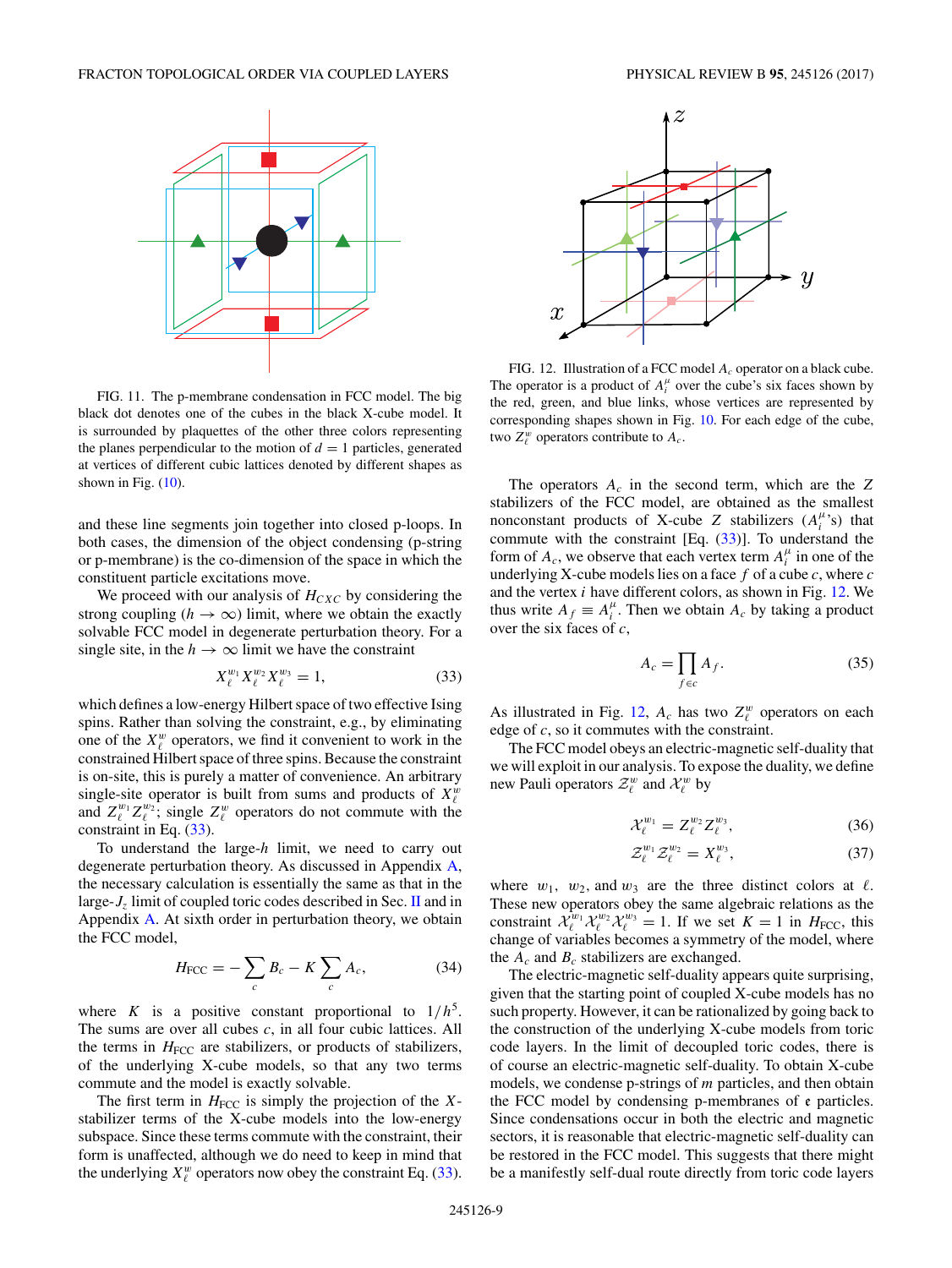FIG. 11. The p-membrane condensation in FCC model. The big black dot denotes one of the cubes in the black X-cube model. It is surrounded by plaquettes of the other three colors representing the planes perpendicular to the motion of $d = 1$ particles, generated at vertices of different cubic lattices denoted by different shapes as shown in Fig. (10).

and these line segments join together into closed p-loops. In both cases, the dimension of the object condensing (p-string or p-membrane) is the co-dimension of the space in which the constituent particle excitations move.

We proceed with our analysis of $H_{CXC}$ by considering the strong coupling ($h \to \infty$) limit, where we obtain the exactly solvable FCC model in degenerate perturbation theory. For a single site, in the $h \to \infty$ limit we have the constraint

$$X_\ell^{w_1} X_\ell^{w_2} X_\ell^{w_3} = 1, \tag{33}$$

which defines a low-energy Hilbert space of two effective Ising spins. Rather than solving the constraint, e.g., by eliminating one of the $X_\ell^w$ operators, we find it convenient to work in the constrained Hilbert space of three spins. Because the constraint is on-site, this is purely a matter of convenience. An arbitrary single-site operator is built from sums and products of $X_\ell^w$ and $Z_\ell^{w_1} Z_\ell^{w_2}$; single $Z_\ell^w$ operators do not commute with the constraint in Eq. (33).

To understand the large-$h$ limit, we need to carry out degenerate perturbation theory. As discussed in Appendix A, the necessary calculation is essentially the same as that in the large-$J_z$ limit of coupled toric codes described in Sec. II and in Appendix A. At sixth order in perturbation theory, we obtain the FCC model,

$$H_{\text{FCC}} = -\sum_c B_c - K \sum_c A_c, \tag{34}$$

where $K$ is a positive constant proportional to $1/h^5$. The sums are over all cubes $c$, in all four cubic lattices. All the terms in $H_{\text{FCC}}$ are stabilizers, or products of stabilizers, of the underlying X-cube models, so that any two terms commute and the model is exactly solvable.

The first term in $H_{\text{FCC}}$ is simply the projection of the $X$-stabilizer terms of the X-cube models into the low-energy subspace. Since these terms commute with the constraint, their form is unaffected, although we do need to keep in mind that the underlying $X_\ell^w$ operators now obey the constraint Eq. (33).

FIG. 12. Illustration of a FCC model $A_c$ operator on a black cube. The operator is a product of $A_i^\mu$ over the cube's six faces shown by the red, green, and blue links, whose vertices are represented by corresponding shapes shown in Fig. 10. For each edge of the cube, two $Z_\ell^w$ operators contribute to $A_c$.

The operators $A_c$ in the second term, which are the $Z$ stabilizers of the FCC model, are obtained as the smallest nonconstant products of X-cube $Z$ stabilizers ($A_i^\mu$'s) that commute with the constraint [Eq. (33)]. To understand the form of $A_c$, we observe that each vertex term $A_i^\mu$ in one of the underlying X-cube models lies on a face $f$ of a cube $c$, where $c$ and the vertex $i$ have different colors, as shown in Fig. 12. We thus write $A_f \equiv A_i^\mu$. Then we obtain $A_c$ by taking a product over the six faces of $c$,

$$A_c = \prod_{f \in c} A_f. \tag{35}$$

As illustrated in Fig. 12, $A_c$ has two $Z_\ell^w$ operators on each edge of $c$, so it commutes with the constraint.

The FCC model obeys an electric-magnetic self-duality that we will exploit in our analysis. To expose the duality, we define new Pauli operators $\mathcal{Z}_\ell^w$ and $\mathcal{X}_\ell^w$ by

$$\mathcal{X}_\ell^{w_1} = Z_\ell^{w_2} Z_\ell^{w_3}, \tag{36}$$

$$\mathcal{Z}_\ell^{w_1} \mathcal{Z}_\ell^{w_2} = X_\ell^{w_3}, \tag{37}$$

where $w_1$, $w_2$, and $w_3$ are the three distinct colors at $\ell$. These new operators obey the same algebraic relations as the constraint $\mathcal{X}_\ell^{w_1} \mathcal{X}_\ell^{w_2} \mathcal{X}_\ell^{w_3} = 1$. If we set $K = 1$ in $H_{\text{FCC}}$, this change of variables becomes a symmetry of the model, where the $A_c$ and $B_c$ stabilizers are exchanged.

The electric-magnetic self-duality appears quite surprising, given that the starting point of coupled X-cube models has no such property. However, it can be rationalized by going back to the construction of the underlying X-cube models from toric code layers. In the limit of decoupled toric codes, there is of course an electric-magnetic self-duality. To obtain X-cube models, we condense p-strings of $m$ particles, and then obtain the FCC model by condensing p-membranes of $\mathfrak{e}$ particles. Since condensations occur in both the electric and magnetic sectors, it is reasonable that electric-magnetic self-duality can be restored in the FCC model. This suggests that there might be a manifestly self-dual route directly from toric code layers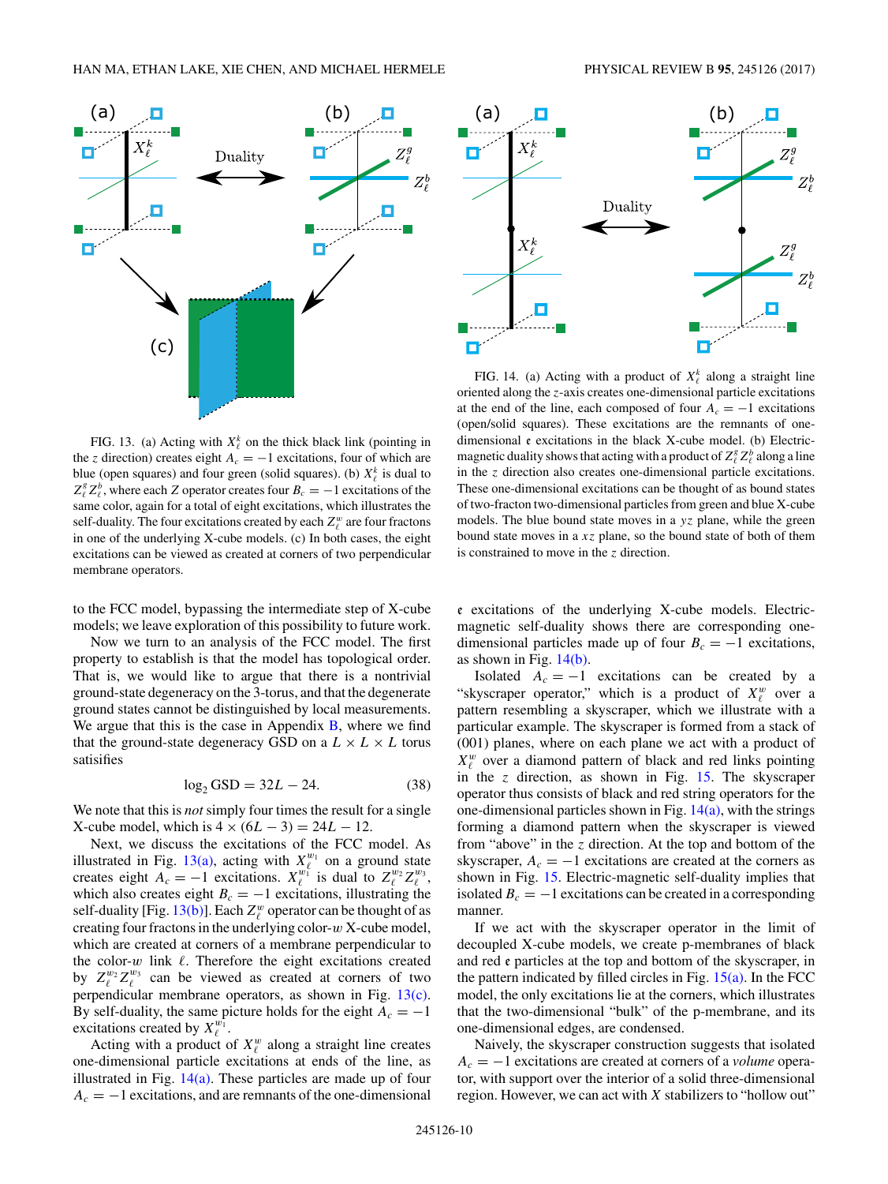FIG. 13. (a) Acting with $X_\ell^k$ on the thick black link (pointing in the $z$ direction) creates eight $A_c = -1$ excitations, four of which are blue (open squares) and four green (solid squares). (b) $X_\ell^k$ is dual to $Z_\ell^g Z_\ell^b$, where each $Z$ operator creates four $B_c = -1$ excitations of the same color, again for a total of eight excitations, which illustrates the self-duality. The four excitations created by each $Z_\ell^w$ are four fractons in one of the underlying X-cube models. (c) In both cases, the eight excitations can be viewed as created at corners of two perpendicular membrane operators.

FIG. 14. (a) Acting with a product of $X_\ell^k$ along a straight line oriented along the $z$-axis creates one-dimensional particle excitations at the end of the line, each composed of four $A_c = -1$ excitations (open/solid squares). These excitations are the remnants of one-dimensional $\mathfrak{e}$ excitations in the black X-cube model. (b) Electric-magnetic duality shows that acting with a product of $Z_\ell^g Z_\ell^b$ along a line in the $z$ direction also creates one-dimensional particle excitations. These one-dimensional excitations can be thought of as bound states of two-fracton two-dimensional particles from green and blue X-cube models. The blue bound state moves in a $yz$ plane, while the green bound state moves in a $xz$ plane, so the bound state of both of them is constrained to move in the $z$ direction.

to the FCC model, bypassing the intermediate step of X-cube models; we leave exploration of this possibility to future work.

Now we turn to an analysis of the FCC model. The first property to establish is that the model has topological order. That is, we would like to argue that there is a nontrivial ground-state degeneracy on the 3-torus, and that the degenerate ground states cannot be distinguished by local measurements. We argue that this is the case in Appendix B, where we find that the ground-state degeneracy GSD on a $L \times L \times L$ torus satisifies

$$\log_2 \mathrm{GSD} = 32L - 24. \tag{38}$$

We note that this is *not* simply four times the result for a single X-cube model, which is $4 \times (6L - 3) = 24L - 12$.

Next, we discuss the excitations of the FCC model. As illustrated in Fig. 13(a), acting with $X_\ell^{w_1}$ on a ground state creates eight $A_c = -1$ excitations. $X_\ell^{w_1}$ is dual to $Z_\ell^{w_2} Z_\ell^{w_3}$, which also creates eight $B_c = -1$ excitations, illustrating the self-duality [Fig. 13(b)]. Each $Z_\ell^w$ operator can be thought of as creating four fractons in the underlying color-$w$ X-cube model, which are created at corners of a membrane perpendicular to the color-$w$ link $\ell$. Therefore the eight excitations created by $Z_\ell^{w_2} Z_\ell^{w_3}$ can be viewed as created at corners of two perpendicular membrane operators, as shown in Fig. 13(c). By self-duality, the same picture holds for the eight $A_c = -1$ excitations created by $X_\ell^{w_1}$.

Acting with a product of $X_\ell^w$ along a straight line creates one-dimensional particle excitations at ends of the line, as illustrated in Fig. 14(a). These particles are made up of four $A_c = -1$ excitations, and are remnants of the one-dimensional $\mathfrak{e}$ excitations of the underlying X-cube models. Electric-magnetic self-duality shows there are corresponding one-dimensional particles made up of four $B_c = -1$ excitations, as shown in Fig. 14(b).

Isolated $A_c = -1$ excitations can be created by a "skyscraper operator," which is a product of $X_\ell^w$ over a pattern resembling a skyscraper, which we illustrate with a particular example. The skyscraper is formed from a stack of (001) planes, where on each plane we act with a product of $X_\ell^w$ over a diamond pattern of black and red links pointing in the $z$ direction, as shown in Fig. 15. The skyscraper operator thus consists of black and red string operators for the one-dimensional particles shown in Fig. 14(a), with the strings forming a diamond pattern when the skyscraper is viewed from "above" in the $z$ direction. At the top and bottom of the skyscraper, $A_c = -1$ excitations are created at the corners as shown in Fig. 15. Electric-magnetic self-duality implies that isolated $B_c = -1$ excitations can be created in a corresponding manner.

If we act with the skyscraper operator in the limit of decoupled X-cube models, we create p-membranes of black and red $\mathfrak{e}$ particles at the top and bottom of the skyscraper, in the pattern indicated by filled circles in Fig. 15(a). In the FCC model, the only excitations lie at the corners, which illustrates that the two-dimensional "bulk" of the p-membrane, and its one-dimensional edges, are condensed.

Naively, the skyscraper construction suggests that isolated $A_c = -1$ excitations are created at corners of a *volume* operator, with support over the interior of a solid three-dimensional region. However, we can act with $X$ stabilizers to "hollow out"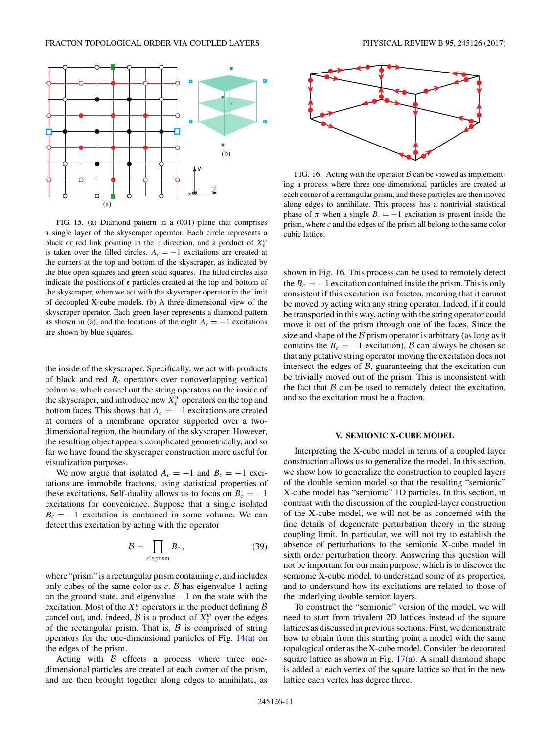FIG. 15. (a) Diamond pattern in a (001) plane that comprises a single layer of the skyscraper operator. Each circle represents a black or red link pointing in the $z$ direction, and a product of $X^w_\ell$ is taken over the filled circles. $A_c = -1$ excitations are created at the corners at the top and bottom of the skyscraper, as indicated by the blue open squares and green solid squares. The filled circles also indicate the positions of $\mathfrak{e}$ particles created at the top and bottom of the skyscraper, when we act with the skyscraper operator in the limit of decoupled X-cube models. (b) A three-dimensional view of the skyscraper operator. Each green layer represents a diamond pattern as shown in (a), and the locations of the eight $A_c = -1$ excitations are shown by blue squares.

the inside of the skyscraper. Specifically, we act with products of black and red $B_c$ operators over nonoverlapping vertical columns, which cancel out the string operators on the inside of the skyscraper, and introduce new $X^w_\ell$ operators on the top and bottom faces. This shows that $A_c = -1$ excitations are created at corners of a membrane operator supported over a two-dimensional region, the boundary of the skyscraper. However, the resulting object appears complicated geometrically, and so far we have found the skyscraper construction more useful for visualization purposes.

We now argue that isolated $A_c = -1$ and $B_c = -1$ excitations are immobile fractons, using statistical properties of these excitations. Self-duality allows us to focus on $B_c = -1$ excitations for convenience. Suppose that a single isolated $B_c = -1$ excitation is contained in some volume. We can detect this excitation by acting with the operator

$$\mathcal{B} = \prod_{c' \in \text{prism}} B_{c'}, \tag{39}$$

where "prism" is a rectangular prism containing $c$, and includes only cubes of the same color as $c$. $\mathcal{B}$ has eigenvalue 1 acting on the ground state, and eigenvalue $-1$ on the state with the excitation. Most of the $X^w_\ell$ operators in the product defining $\mathcal{B}$ cancel out, and, indeed, $\mathcal{B}$ is a product of $X^w_\ell$ over the edges of the rectangular prism. That is, $\mathcal{B}$ is comprised of string operators for the one-dimensional particles of Fig. 14(a) on the edges of the prism.

Acting with $\mathcal{B}$ effects a process where three one-dimensional particles are created at each corner of the prism, and are then brought together along edges to annihilate, as shown in Fig. 16. This process can be used to remotely detect the $B_c = -1$ excitation contained inside the prism. This is only consistent if this excitation is a fracton, meaning that it cannot be moved by acting with any string operator. Indeed, if it could be transported in this way, acting with the string operator could move it out of the prism through one of the faces. Since the size and shape of the $\mathcal{B}$ prism operator is arbitrary (as long as it contains the $B_c = -1$ excitation), $\mathcal{B}$ can always be chosen so that any putative string operator moving the excitation does not intersect the edges of $\mathcal{B}$, guaranteeing that the excitation can be trivially moved out of the prism. This is inconsistent with the fact that $\mathcal{B}$ can be used to remotely detect the excitation, and so the excitation must be a fracton.

FIG. 16. Acting with the operator $\mathcal{B}$ can be viewed as implementing a process where three one-dimensional particles are created at each corner of a rectangular prism, and these particles are then moved along edges to annihilate. This process has a nontrivial statistical phase of $\pi$ when a single $B_c = -1$ excitation is present inside the prism, where $c$ and the edges of the prism all belong to the same color cubic lattice.

## V. SEMIONIC X-CUBE MODEL

Interpreting the X-cube model in terms of a coupled layer construction allows us to generalize the model. In this section, we show how to generalize the construction to coupled layers of the double semion model so that the resulting "semionic" X-cube model has "semionic" 1D particles. In this section, in contrast with the discussion of the coupled-layer construction of the X-cube model, we will not be as concerned with the fine details of degenerate perturbation theory in the strong coupling limit. In particular, we will not try to establish the absence of perturbations to the semionic X-cube model in sixth order perturbation theory. Answering this question will not be important for our main purpose, which is to discover the semionic X-cube model, to understand some of its properties, and to understand how its excitations are related to those of the underlying double semion layers.

To construct the "semionic" version of the model, we will need to start from trivalent 2D lattices instead of the square lattices as discussed in previous sections. First, we demonstrate how to obtain from this starting point a model with the same topological order as the X-cube model. Consider the decorated square lattice as shown in Fig. 17(a). A small diamond shape is added at each vertex of the square lattice so that in the new lattice each vertex has degree three.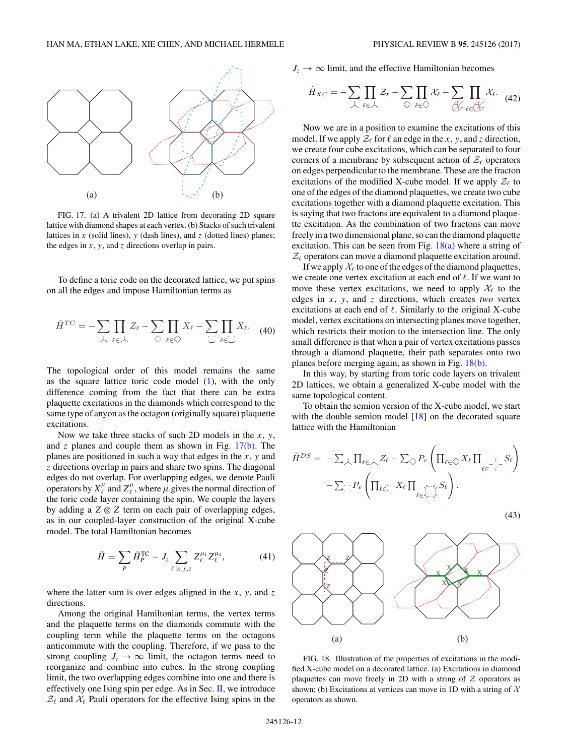FIG. 17. (a) A trivalent 2D lattice from decorating 2D square lattice with diamond shapes at each vertex. (b) Stacks of such trivalent lattices in $x$ (solid lines), $y$ (dash lines), and $z$ (dotted lines) planes; the edges in $x$, $y$, and $z$ directions overlap in pairs.

To define a toric code on the decorated lattice, we put spins on all the edges and impose Hamiltonian terms as

$$\tilde{H}^{TC} = -\sum_{\curlywedge} \prod_{\ell \in \curlywedge} Z_\ell - \sum_{\diamond} \prod_{\ell \in \diamond} X_\ell - \sum_{\octagon} \prod_{\ell \in \octagon} X_\ell. \tag{40}$$

The topological order of this model remains the same as the square lattice toric code model (1), with the only difference coming from the fact that there can be extra plaquette excitations in the diamonds which correspond to the same type of anyon as the octagon (originally square) plaquette excitations.

Now we take three stacks of such 2D models in the $x$, $y$, and $z$ planes and couple them as shown in Fig. 17(b). The planes are positioned in such a way that edges in the $x$, $y$ and $z$ directions overlap in pairs and share two spins. The diagonal edges do not overlap. For overlapping edges, we denote Pauli operators by $X_\ell^\mu$ and $Z_\ell^\mu$, where $\mu$ gives the normal direction of the toric code layer containing the spin. We couple the layers by adding a $Z \otimes Z$ term on each pair of overlapping edges, as in our coupled-layer construction of the original X-cube model. The total Hamiltonian becomes

$$\tilde{H} = \sum_P \tilde{H}_P^{\text{TC}} - J_z \sum_{\ell \parallel x,y,z} Z_\ell^{\mu_1} Z_\ell^{\mu_2}, \tag{41}$$

where the latter sum is over edges aligned in the $x$, $y$, and $z$ directions.

Among the original Hamiltonian terms, the vertex terms and the plaquette terms on the diamonds commute with the coupling term while the plaquette terms on the octagons anticommute with the coupling. Therefore, if we pass to the strong coupling $J_z \to \infty$ limit, the octagon terms need to reorganize and combine into cubes. In the strong coupling limit, the two overlapping edges combine into one and there is effectively one Ising spin per edge. As in Sec. II, we introduce $\mathcal{Z}_\ell$ and $\mathcal{X}_\ell$ Pauli operators for the effective Ising spins in the $J_z \to \infty$ limit, and the effective Hamiltonian becomes

$$\tilde{H}_{XC} = -\sum_{\curlywedge} \prod_{\ell \in \curlywedge} \mathcal{Z}_\ell - \sum_{\diamond} \prod_{\ell \in \diamond} \mathcal{X}_\ell - \sum_{\text{cube}} \prod_{\ell \in \text{cube}} \mathcal{X}_\ell. \tag{42}$$

Now we are in a position to examine the excitations of this model. If we apply $\mathcal{Z}_\ell$ for $\ell$ an edge in the $x$, $y$, and $z$ direction, we create four cube excitations, which can be separated to four corners of a membrane by subsequent action of $\mathcal{Z}_\ell$ operators on edges perpendicular to the membrane. These are the fracton excitations of the modified X-cube model. If we apply $\mathcal{Z}_\ell$ to one of the edges of the diamond plaquettes, we create two cube excitations together with a diamond plaquette excitation. This is saying that two fractons are equivalent to a diamond plaquette excitation. As the combination of two fractons can move freely in a two dimensional plane, so can the diamond plaquette excitation. This can be seen from Fig. 18(a) where a string of $\mathcal{Z}_\ell$ operators can move a diamond plaquette excitation around.

If we apply $\mathcal{X}_\ell$ to one of the edges of the diamond plaquettes, we create one vertex excitation at each end of $\ell$. If we want to move these vertex excitations, we need to apply $\mathcal{X}_\ell$ to the edges in $x$, $y$, and $z$ directions, which creates *two* vertex excitations at each end of $\ell$. Similarly to the original X-cube model, vertex excitations on intersecting planes move together, which restricts their motion to the intersection line. The only small difference is that when a pair of vertex excitations passes through a diamond plaquette, their path separates onto two planes before merging again, as shown in Fig. 18(b).

In this way, by starting from toric code layers on trivalent 2D lattices, we obtain a generalized X-cube model with the same topological content.

To obtain the semion version of the X-cube model, we start with the double semion model [18] on the decorated square lattice with the Hamiltonian

$$\begin{aligned}\tilde{H}^{DS} = & -\sum_{\curlywedge} \prod_{\ell \in \curlywedge} Z_\ell - \sum_{\diamond} P_v \left( \prod_{\ell \in \diamond} X_\ell \prod_{\ell \in \text{legs}} S_\ell \right) \\ & - \sum_{\octagon} P_v \left( \prod_{\ell \in \octagon} X_\ell \prod_{\ell \in \text{legs}} S_\ell \right).\end{aligned} \tag{43}$$

FIG. 18. Illustration of the properties of excitations in the modified X-cube model on a decorated lattice. (a) Excitations in diamond plaquettes can move freely in 2D with a string of $\mathcal{Z}$ operators as shown; (b) Excitations at vertices can move in 1D with a string of $\mathcal{X}$ operators as shown.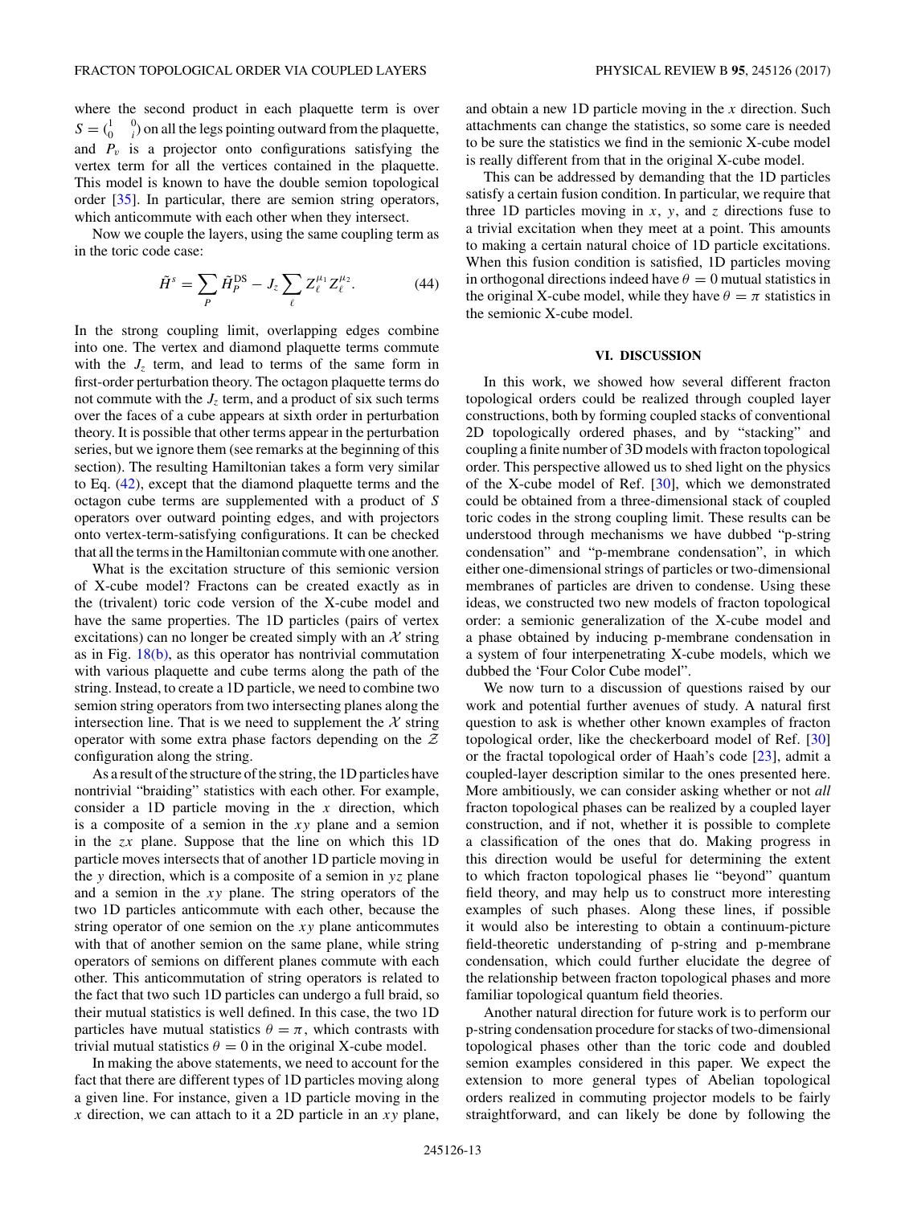where the second product in each plaquette term is over $S = \begin{pmatrix} 1 & 0 \\ 0 & i \end{pmatrix}$ on all the legs pointing outward from the plaquette, and $P_v$ is a projector onto configurations satisfying the vertex term for all the vertices contained in the plaquette. This model is known to have the double semion topological order [35]. In particular, there are semion string operators, which anticommute with each other when they intersect.

Now we couple the layers, using the same coupling term as in the toric code case:

$$\tilde{H}^s = \sum_P \tilde{H}_P^{\rm DS} - J_z \sum_\ell Z_\ell^{\mu_1} Z_\ell^{\mu_2}. \tag{44}$$

In the strong coupling limit, overlapping edges combine into one. The vertex and diamond plaquette terms commute with the $J_z$ term, and lead to terms of the same form in first-order perturbation theory. The octagon plaquette terms do not commute with the $J_z$ term, and a product of six such terms over the faces of a cube appears at sixth order in perturbation theory. It is possible that other terms appear in the perturbation series, but we ignore them (see remarks at the beginning of this section). The resulting Hamiltonian takes a form very similar to Eq. (42), except that the diamond plaquette terms and the octagon cube terms are supplemented with a product of $S$ operators over outward pointing edges, and with projectors onto vertex-term-satisfying configurations. It can be checked that all the terms in the Hamiltonian commute with one another.

What is the excitation structure of this semionic version of X-cube model? Fractons can be created exactly as in the (trivalent) toric code version of the X-cube model and have the same properties. The 1D particles (pairs of vertex excitations) can no longer be created simply with an $\mathcal{X}$ string as in Fig. 18(b), as this operator has nontrivial commutation with various plaquette and cube terms along the path of the string. Instead, to create a 1D particle, we need to combine two semion string operators from two intersecting planes along the intersection line. That is we need to supplement the $\mathcal{X}$ string operator with some extra phase factors depending on the $\mathcal{Z}$ configuration along the string.

As a result of the structure of the string, the 1D particles have nontrivial "braiding" statistics with each other. For example, consider a 1D particle moving in the $x$ direction, which is a composite of a semion in the $xy$ plane and a semion in the $zx$ plane. Suppose that the line on which this 1D particle moves intersects that of another 1D particle moving in the $y$ direction, which is a composite of a semion in $yz$ plane and a semion in the $xy$ plane. The string operators of the two 1D particles anticommute with each other, because the string operator of one semion on the $xy$ plane anticommutes with that of another semion on the same plane, while string operators of semions on different planes commute with each other. This anticommutation of string operators is related to the fact that two such 1D particles can undergo a full braid, so their mutual statistics is well defined. In this case, the two 1D particles have mutual statistics $\theta = \pi$, which contrasts with trivial mutual statistics $\theta = 0$ in the original X-cube model.

In making the above statements, we need to account for the fact that there are different types of 1D particles moving along a given line. For instance, given a 1D particle moving in the $x$ direction, we can attach to it a 2D particle in an $xy$ plane, and obtain a new 1D particle moving in the $x$ direction. Such attachments can change the statistics, so some care is needed to be sure the statistics we find in the semionic X-cube model is really different from that in the original X-cube model.

This can be addressed by demanding that the 1D particles satisfy a certain fusion condition. In particular, we require that three 1D particles moving in $x$, $y$, and $z$ directions fuse to a trivial excitation when they meet at a point. This amounts to making a certain natural choice of 1D particle excitations. When this fusion condition is satisfied, 1D particles moving in orthogonal directions indeed have $\theta = 0$ mutual statistics in the original X-cube model, while they have $\theta = \pi$ statistics in the semionic X-cube model.

## VI. DISCUSSION

In this work, we showed how several different fracton topological orders could be realized through coupled layer constructions, both by forming coupled stacks of conventional 2D topologically ordered phases, and by "stacking" and coupling a finite number of 3D models with fracton topological order. This perspective allowed us to shed light on the physics of the X-cube model of Ref. [30], which we demonstrated could be obtained from a three-dimensional stack of coupled toric codes in the strong coupling limit. These results can be understood through mechanisms we have dubbed "p-string condensation" and "p-membrane condensation", in which either one-dimensional strings of particles or two-dimensional membranes of particles are driven to condense. Using these ideas, we constructed two new models of fracton topological order: a semionic generalization of the X-cube model and a phase obtained by inducing p-membrane condensation in a system of four interpenetrating X-cube models, which we dubbed the 'Four Color Cube model".

We now turn to a discussion of questions raised by our work and potential further avenues of study. A natural first question to ask is whether other known examples of fracton topological order, like the checkerboard model of Ref. [30] or the fractal topological order of Haah's code [23], admit a coupled-layer description similar to the ones presented here. More ambitiously, we can consider asking whether or not *all* fracton topological phases can be realized by a coupled layer construction, and if not, whether it is possible to complete a classification of the ones that do. Making progress in this direction would be useful for determining the extent to which fracton topological phases lie "beyond" quantum field theory, and may help us to construct more interesting examples of such phases. Along these lines, if possible it would also be interesting to obtain a continuum-picture field-theoretic understanding of p-string and p-membrane condensation, which could further elucidate the degree of the relationship between fracton topological phases and more familiar topological quantum field theories.

Another natural direction for future work is to perform our p-string condensation procedure for stacks of two-dimensional topological phases other than the toric code and doubled semion examples considered in this paper. We expect the extension to more general types of Abelian topological orders realized in commuting projector models to be fairly straightforward, and can likely be done by following the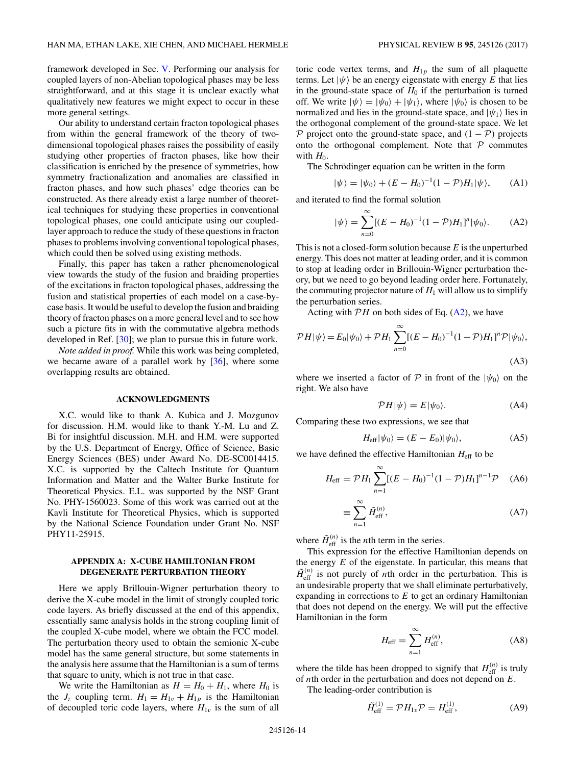framework developed in Sec. V. Performing our analysis for coupled layers of non-Abelian topological phases may be less straightforward, and at this stage it is unclear exactly what qualitatively new features we might expect to occur in these more general settings.

Our ability to understand certain fracton topological phases from within the general framework of the theory of two-dimensional topological phases raises the possibility of easily studying other properties of fracton phases, like how their classification is enriched by the presence of symmetries, how symmetry fractionalization and anomalies are classified in fracton phases, and how such phases' edge theories can be constructed. As there already exist a large number of theoretical techniques for studying these properties in conventional topological phases, one could anticipate using our coupled-layer approach to reduce the study of these questions in fracton phases to problems involving conventional topological phases, which could then be solved using existing methods.

Finally, this paper has taken a rather phenomenological view towards the study of the fusion and braiding properties of the excitations in fracton topological phases, addressing the fusion and statistical properties of each model on a case-by-case basis. It would be useful to develop the fusion and braiding theory of fracton phases on a more general level and to see how such a picture fits in with the commutative algebra methods developed in Ref. [30]; we plan to pursue this in future work.

*Note added in proof.* While this work was being completed, we became aware of a parallel work by [36], where some overlapping results are obtained.

## ACKNOWLEDGMENTS

X.C. would like to thank A. Kubica and J. Mozgunov for discussion. H.M. would like to thank Y.-M. Lu and Z. Bi for insightful discussion. M.H. and H.M. were supported by the U.S. Department of Energy, Office of Science, Basic Energy Sciences (BES) under Award No. DE-SC0014415. X.C. is supported by the Caltech Institute for Quantum Information and Matter and the Walter Burke Institute for Theoretical Physics. E.L. was supported by the NSF Grant No. PHY-1560023. Some of this work was carried out at the Kavli Institute for Theoretical Physics, which is supported by the National Science Foundation under Grant No. NSF PHY11-25915.

## APPENDIX A: X-CUBE HAMILTONIAN FROM DEGENERATE PERTURBATION THEORY

Here we apply Brillouin-Wigner perturbation theory to derive the X-cube model in the limit of strongly coupled toric code layers. As briefly discussed at the end of this appendix, essentially same analysis holds in the strong coupling limit of the coupled X-cube model, where we obtain the FCC model. The perturbation theory used to obtain the semionic X-cube model has the same general structure, but some statements in the analysis here assume that the Hamiltonian is a sum of terms that square to unity, which is not true in that case.

We write the Hamiltonian as $H = H_0 + H_1$, where $H_0$ is the $J_z$ coupling term. $H_1 = H_{1v} + H_{1p}$ is the Hamiltonian of decoupled toric code layers, where $H_{1v}$ is the sum of all toric code vertex terms, and $H_{1p}$ the sum of all plaquette terms. Let $|\psi\rangle$ be an energy eigenstate with energy $E$ that lies in the ground-state space of $H_0$ if the perturbation is turned off. We write $|\psi\rangle = |\psi_0\rangle + |\psi_1\rangle$, where $|\psi_0\rangle$ is chosen to be normalized and lies in the ground-state space, and $|\psi_1\rangle$ lies in the orthogonal complement of the ground-state space. We let $\mathcal{P}$ project onto the ground-state space, and $(1-\mathcal{P})$ projects onto the orthogonal complement. Note that $\mathcal{P}$ commutes with $H_0$.

The Schrödinger equation can be written in the form

$$|\psi\rangle = |\psi_0\rangle + (E - H_0)^{-1}(1-\mathcal{P})H_1|\psi\rangle, \tag{A1}$$

and iterated to find the formal solution

$$|\psi\rangle = \sum_{n=0}^{\infty}[(E - H_0)^{-1}(1-\mathcal{P})H_1]^n|\psi_0\rangle. \tag{A2}$$

This is not a closed-form solution because $E$ is the unperturbed energy. This does not matter at leading order, and it is common to stop at leading order in Brillouin-Wigner perturbation theory, but we need to go beyond leading order here. Fortunately, the commuting projector nature of $H_1$ will allow us to simplify the perturbation series.

Acting with $\mathcal{P}H$ on both sides of Eq. (A2), we have

$$\mathcal{P}H|\psi\rangle = E_0|\psi_0\rangle + \mathcal{P}H_1\sum_{n=0}^{\infty}[(E - H_0)^{-1}(1-\mathcal{P})H_1]^n\mathcal{P}|\psi_0\rangle, \tag{A3}$$

where we inserted a factor of $\mathcal{P}$ in front of the $|\psi_0\rangle$ on the right. We also have

$$\mathcal{P}H|\psi\rangle = E|\psi_0\rangle. \tag{A4}$$

Comparing these two expressions, we see that

$$H_{\text{eff}}|\psi_0\rangle = (E - E_0)|\psi_0\rangle, \tag{A5}$$

we have defined the effective Hamiltonian $H_{\text{eff}}$ to be

$$H_{\text{eff}} = \mathcal{P}H_1\sum_{n=1}^{\infty}[(E - H_0)^{-1}(1-\mathcal{P})H_1]^{n-1}\mathcal{P} \tag{A6}$$

$$\equiv \sum_{n=1}^{\infty}\tilde{H}_{\text{eff}}^{(n)}, \tag{A7}$$

where $\tilde{H}_{\text{eff}}^{(n)}$ is the $n$th term in the series.

This expression for the effective Hamiltonian depends on the energy $E$ of the eigenstate. In particular, this means that $\tilde{H}_{\text{eff}}^{(n)}$ is not purely of $n$th order in the perturbation. This is an undesirable property that we shall eliminate perturbatively, expanding in corrections to $E$ to get an ordinary Hamiltonian that does not depend on the energy. We will put the effective Hamiltonian in the form

$$H_{\text{eff}} = \sum_{n=1}^{\infty}H_{\text{eff}}^{(n)}, \tag{A8}$$

where the tilde has been dropped to signify that $H_{\text{eff}}^{(n)}$ is truly of $n$th order in the perturbation and does not depend on $E$.

The leading-order contribution is

$$\tilde{H}_{\text{eff}}^{(1)} = \mathcal{P}H_{1v}\mathcal{P} = H_{\text{eff}}^{(1)}, \tag{A9}$$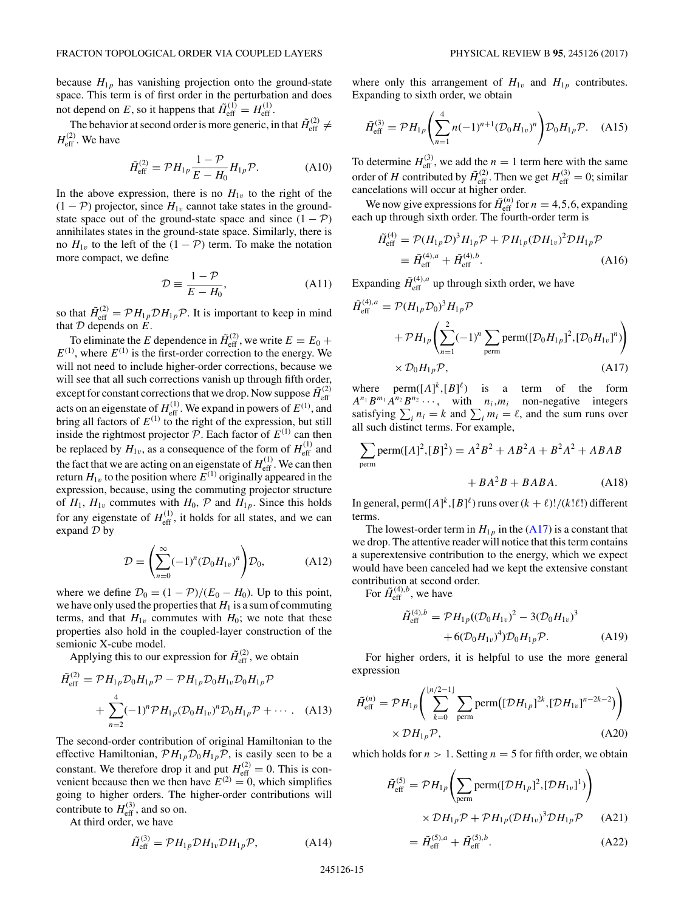because $H_{1p}$ has vanishing projection onto the ground-state space. This term is of first order in the perturbation and does not depend on $E$, so it happens that $\tilde{H}^{(1)}_{\text{eff}} = H^{(1)}_{\text{eff}}$.

The behavior at second order is more generic, in that $\tilde{H}^{(2)}_{\text{eff}} \neq H^{(2)}_{\text{eff}}$. We have

$$\tilde{H}^{(2)}_{\text{eff}} = \mathcal{P} H_{1p} \frac{1-\mathcal{P}}{E - H_0} H_{1p} \mathcal{P}. \tag{A10}$$

In the above expression, there is no $H_{1v}$ to the right of the $(1-\mathcal{P})$ projector, since $H_{1v}$ cannot take states in the ground-state space out of the ground-state space and since $(1-\mathcal{P})$ annihilates states in the ground-state space. Similarly, there is no $H_{1v}$ to the left of the $(1-\mathcal{P})$ term. To make the notation more compact, we define

$$\mathcal{D} \equiv \frac{1-\mathcal{P}}{E - H_0}, \tag{A11}$$

so that $\tilde{H}^{(2)}_{\text{eff}} = \mathcal{P} H_{1p} \mathcal{D} H_{1p} \mathcal{P}$. It is important to keep in mind that $\mathcal{D}$ depends on $E$.

To eliminate the $E$ dependence in $\tilde{H}^{(2)}_{\text{eff}}$, we write $E = E_0 + E^{(1)}$, where $E^{(1)}$ is the first-order correction to the energy. We will not need to include higher-order corrections, because we will see that all such corrections vanish up through fifth order, except for constant corrections that we drop. Now suppose $\tilde{H}^{(2)}_{\text{eff}}$ acts on an eigenstate of $H^{(1)}_{\text{eff}}$. We expand in powers of $E^{(1)}$, and bring all factors of $E^{(1)}$ to the right of the expression, but still inside the rightmost projector $\mathcal{P}$. Each factor of $E^{(1)}$ can then be replaced by $H_{1v}$, as a consequence of the form of $H^{(1)}_{\text{eff}}$ and the fact that we are acting on an eigenstate of $H^{(1)}_{\text{eff}}$. We can then return $H_{1v}$ to the position where $E^{(1)}$ originally appeared in the expression, because, using the commuting projector structure of $H_1$, $H_{1v}$ commutes with $H_0$, $\mathcal{P}$ and $H_{1p}$. Since this holds for any eigenstate of $H^{(1)}_{\text{eff}}$, it holds for all states, and we can expand $\mathcal{D}$ by

$$\mathcal{D} = \left( \sum_{n=0}^{\infty} (-1)^n (\mathcal{D}_0 H_{1v})^n \right) \mathcal{D}_0, \tag{A12}$$

where we define $\mathcal{D}_0 = (1-\mathcal{P})/(E_0 - H_0)$. Up to this point, we have only used the properties that $H_1$ is a sum of commuting terms, and that $H_{1v}$ commutes with $H_0$; we note that these properties also hold in the coupled-layer construction of the semionic X-cube model.

Applying this to our expression for $\tilde{H}^{(2)}_{\text{eff}}$, we obtain

$$\begin{aligned}
\tilde{H}^{(2)}_{\text{eff}} &= \mathcal{P} H_{1p} \mathcal{D}_0 H_{1p} \mathcal{P} - \mathcal{P} H_{1p} \mathcal{D}_0 H_{1v} \mathcal{D}_0 H_{1p} \mathcal{P} \\
&\quad + \sum_{n=2}^{4} (-1)^n \mathcal{P} H_{1p} (\mathcal{D}_0 H_{1v})^n \mathcal{D}_0 H_{1p} \mathcal{P} + \cdots .
\end{aligned} \tag{A13}$$

The second-order contribution of original Hamiltonian to the effective Hamiltonian, $\mathcal{P} H_{1p} \mathcal{D}_0 H_{1p} \mathcal{P}$, is easily seen to be a constant. We therefore drop it and put $H^{(2)}_{\text{eff}} = 0$. This is convenient because then we then have $E^{(2)} = 0$, which simplifies going to higher orders. The higher-order contributions will contribute to $H^{(3)}_{\text{eff}}$, and so on.

At third order, we have

$$\tilde{H}^{(3)}_{\text{eff}} = \mathcal{P} H_{1p} \mathcal{D} H_{1v} \mathcal{D} H_{1p} \mathcal{P}, \tag{A14}$$

where only this arrangement of $H_{1v}$ and $H_{1p}$ contributes. Expanding to sixth order, we obtain

$$\tilde{H}^{(3)}_{\text{eff}} = \mathcal{P} H_{1p} \left( \sum_{n=1}^{4} n(-1)^{n+1} (\mathcal{D}_0 H_{1v})^n \right) \mathcal{D}_0 H_{1p} \mathcal{P}. \tag{A15}$$

To determine $H^{(3)}_{\text{eff}}$, we add the $n = 1$ term here with the same order of $H$ contributed by $\tilde{H}^{(2)}_{\text{eff}}$. Then we get $H^{(3)}_{\text{eff}} = 0$; similar cancelations will occur at higher order.

We now give expressions for $\tilde{H}^{(n)}_{\text{eff}}$ for $n = 4,5,6$, expanding each up through sixth order. The fourth-order term is

$$\begin{aligned}
\tilde{H}^{(4)}_{\text{eff}} &= \mathcal{P}(H_{1p}\mathcal{D})^3 H_{1p} \mathcal{P} + \mathcal{P} H_{1p} (\mathcal{D} H_{1v})^2 \mathcal{D} H_{1p} \mathcal{P} \\
&\equiv \tilde{H}^{(4),a}_{\text{eff}} + \tilde{H}^{(4),b}_{\text{eff}}.
\end{aligned} \tag{A16}$$

Expanding $\tilde{H}^{(4),a}_{\text{eff}}$ up through sixth order, we have

$$\begin{aligned}
\tilde{H}^{(4),a}_{\text{eff}} &= \mathcal{P}(H_{1p}\mathcal{D}_0)^3 H_{1p} \mathcal{P} \\
&\quad + \mathcal{P} H_{1p} \left( \sum_{n=1}^{2} (-1)^n \sum_{\text{perm}} \text{perm}([\mathcal{D}_0 H_{1p}]^2, [\mathcal{D}_0 H_{1v}]^n) \right) \\
&\quad \times \mathcal{D}_0 H_{1p} \mathcal{P},
\end{aligned} \tag{A17}$$

where $\text{perm}([A]^k, [B]^\ell)$ is a term of the form $A^{n_1} B^{m_1} A^{n_2} B^{n_2} \cdots$, with $n_i, m_i$ non-negative integers satisfying $\sum_i n_i = k$ and $\sum_i m_i = \ell$, and the sum runs over all such distinct terms. For example,

$$\begin{aligned}
\sum_{\text{perm}} \text{perm}([A]^2, [B]^2) &= A^2 B^2 + A B^2 A + B^2 A^2 + ABAB \\
&\quad + B A^2 B + BABA.
\end{aligned} \tag{A18}$$

In general, $\text{perm}([A]^k, [B]^\ell)$ runs over $(k+\ell)!/(k!\ell!)$ different terms.

The lowest-order term in $H_{1p}$ in the (A17) is a constant that we drop. The attentive reader will notice that this term contains a superextensive contribution to the energy, which we expect would have been canceled had we kept the extensive constant contribution at second order.

For $\tilde{H}^{(4),b}_{\text{eff}}$, we have

$$\begin{aligned}
\tilde{H}^{(4),b}_{\text{eff}} &= \mathcal{P} H_{1p} ((\mathcal{D}_0 H_{1v})^2 - 3(\mathcal{D}_0 H_{1v})^3 \\
&\quad + 6(\mathcal{D}_0 H_{1v})^4) \mathcal{D}_0 H_{1p} \mathcal{P}.
\end{aligned} \tag{A19}$$

For higher orders, it is helpful to use the more general expression

$$\begin{aligned}
\tilde{H}^{(n)}_{\text{eff}} &= \mathcal{P} H_{1p} \left( \sum_{k=0}^{\lfloor n/2 - 1 \rfloor} \sum_{\text{perm}} \text{perm}\big([\mathcal{D} H_{1p}]^{2k}, [\mathcal{D} H_{1v}]^{n-2k-2}\big) \right) \\
&\quad \times \mathcal{D} H_{1p} \mathcal{P},
\end{aligned} \tag{A20}$$

which holds for $n > 1$. Setting $n = 5$ for fifth order, we obtain

$$\begin{aligned}
\tilde{H}^{(5)}_{\text{eff}} &= \mathcal{P} H_{1p} \left( \sum_{\text{perm}} \text{perm}([\mathcal{D} H_{1p}]^2, [\mathcal{D} H_{1v}]^1) \right) \\
&\quad \times \mathcal{D} H_{1p} \mathcal{P} + \mathcal{P} H_{1p} (\mathcal{D} H_{1v})^3 \mathcal{D} H_{1p} \mathcal{P}
\end{aligned} \tag{A21}$$

$$= \tilde{H}^{(5),a}_{\text{eff}} + \tilde{H}^{(5),b}_{\text{eff}}. \tag{A22}$$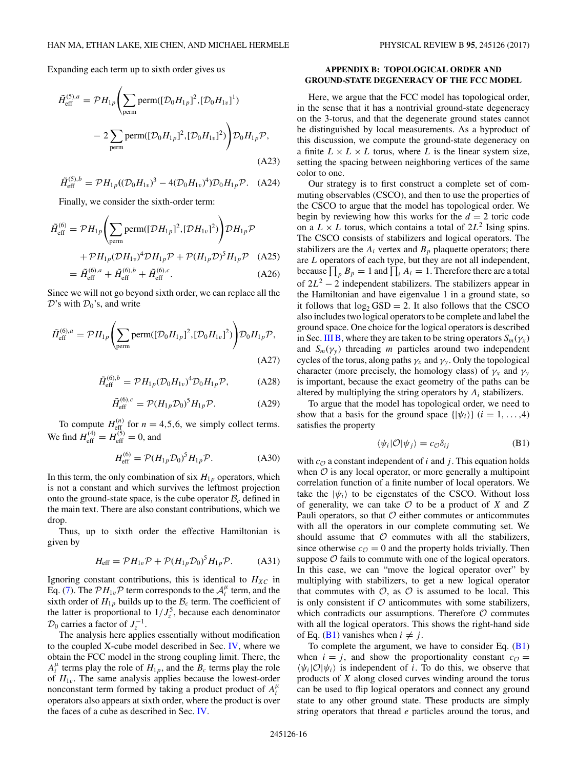Expanding each term up to sixth order gives us

$$\tilde{H}_{\text{eff}}^{(5),a} = \mathcal{P}H_{1p}\left(\sum_{\text{perm}} \text{perm}([\mathcal{D}_0 H_{1p}]^2, [\mathcal{D}_0 H_{1v}]^1) - 2\sum_{\text{perm}} \text{perm}([\mathcal{D}_0 H_{1p}]^2, [\mathcal{D}_0 H_{1v}]^2)\right)\mathcal{D}_0 H_{1p}\mathcal{P}, \tag{A23}$$

$$\tilde{H}_{\text{eff}}^{(5),b} = \mathcal{P}H_{1p}((\mathcal{D}_0 H_{1v})^3 - 4(\mathcal{D}_0 H_{1v})^4)\mathcal{D}_0 H_{1p}\mathcal{P}. \tag{A24}$$

Finally, we consider the sixth-order term:

$$\tilde{H}_{\text{eff}}^{(6)} = \mathcal{P}H_{1p}\left(\sum_{\text{perm}} \text{perm}([\mathcal{D}H_{1p}]^2, [\mathcal{D}H_{1v}]^2)\right)\mathcal{D}H_{1p}\mathcal{P} + \mathcal{P}H_{1p}(\mathcal{D}H_{1v})^4\mathcal{D}H_{1p}\mathcal{P} + \mathcal{P}(H_{1p}\mathcal{D})^5 H_{1p}\mathcal{P} \tag{A25}$$

$$= \tilde{H}_{\text{eff}}^{(6),a} + \tilde{H}_{\text{eff}}^{(6),b} + \tilde{H}_{\text{eff}}^{(6),c}. \tag{A26}$$

Since we will not go beyond sixth order, we can replace all the $\mathcal{D}$'s with $\mathcal{D}_0$'s, and write

$$\tilde{H}_{\text{eff}}^{(6),a} = \mathcal{P}H_{1p}\left(\sum_{\text{perm}} \text{perm}([\mathcal{D}_0 H_{1p}]^2, [\mathcal{D}_0 H_{1v}]^2)\right)\mathcal{D}_0 H_{1p}\mathcal{P}, \tag{A27}$$

$$\tilde{H}_{\text{eff}}^{(6),b} = \mathcal{P}H_{1p}(\mathcal{D}_0 H_{1v})^4\mathcal{D}_0 H_{1p}\mathcal{P}, \tag{A28}$$

$$\tilde{H}_{\text{eff}}^{(6),c} = \mathcal{P}(H_{1p}\mathcal{D}_0)^5 H_{1p}\mathcal{P}. \tag{A29}$$

To compute $H_{\text{eff}}^{(n)}$ for $n = 4,5,6$, we simply collect terms. We find $H_{\text{eff}}^{(4)} = H_{\text{eff}}^{(5)} = 0$, and

$$H_{\text{eff}}^{(6)} = \mathcal{P}(H_{1p}\mathcal{D}_0)^5 H_{1p}\mathcal{P}. \tag{A30}$$

In this term, the only combination of six $H_{1p}$ operators, which is not a constant and which survives the leftmost projection onto the ground-state space, is the cube operator $\mathcal{B}_c$ defined in the main text. There are also constant contributions, which we drop.

Thus, up to sixth order the effective Hamiltonian is given by

$$H_{\text{eff}} = \mathcal{P}H_{1v}\mathcal{P} + \mathcal{P}(H_{1p}\mathcal{D}_0)^5 H_{1p}\mathcal{P}. \tag{A31}$$

Ignoring constant contributions, this is identical to $H_{XC}$ in Eq. (7). The $\mathcal{P}H_{1v}\mathcal{P}$ term corresponds to the $\mathcal{A}_i^\mu$ term, and the sixth order of $H_{1p}$ builds up to the $\mathcal{B}_c$ term. The coefficient of the latter is proportional to $1/J_z^5$, because each denominator $\mathcal{D}_0$ carries a factor of $J_z^{-1}$.

The analysis here applies essentially without modification to the coupled X-cube model described in Sec. IV, where we obtain the FCC model in the strong coupling limit. There, the $A_i^\mu$ terms play the role of $H_{1p}$, and the $B_c$ terms play the role of $H_{1v}$. The same analysis applies because the lowest-order nonconstant term formed by taking a product product of $A_i^\mu$ operators also appears at sixth order, where the product is over the faces of a cube as described in Sec. IV.

## APPENDIX B: TOPOLOGICAL ORDER AND GROUND-STATE DEGENERACY OF THE FCC MODEL

Here, we argue that the FCC model has topological order, in the sense that it has a nontrivial ground-state degeneracy on the 3-torus, and that the degenerate ground states cannot be distinguished by local measurements. As a byproduct of this discussion, we compute the ground-state degeneracy on a finite $L \times L \times L$ torus, where $L$ is the linear system size, setting the spacing between neighboring vertices of the same color to one.

Our strategy is to first construct a complete set of commuting observables (CSCO), and then to use the properties of the CSCO to argue that the model has topological order. We begin by reviewing how this works for the $d = 2$ toric code on a $L \times L$ torus, which contains a total of $2L^2$ Ising spins. The CSCO consists of stabilizers and logical operators. The stabilizers are the $A_i$ vertex and $B_p$ plaquette operators; there are $L$ operators of each type, but they are not all independent, because $\prod_p B_p = 1$ and $\prod_i A_i = 1$. Therefore there are a total of $2L^2 - 2$ independent stabilizers. The stabilizers appear in the Hamiltonian and have eigenvalue 1 in a ground state, so it follows that $\log_2 \text{GSD} = 2$. It also follows that the CSCO also includes two logical operators to be complete and label the ground space. One choice for the logical operators is described in Sec. III B, where they are taken to be string operators $S_m(\gamma_x)$ and $S_m(\gamma_y)$ threading $m$ particles around two independent cycles of the torus, along paths $\gamma_x$ and $\gamma_y$. Only the topological character (more precisely, the homology class) of $\gamma_x$ and $\gamma_y$ is important, because the exact geometry of the paths can be altered by multiplying the string operators by $A_i$ stabilizers.

To argue that the model has topological order, we need to show that a basis for the ground space $\{|\psi_i\rangle\}$ $(i = 1,\dots,4)$ satisfies the property

$$\langle \psi_i | \mathcal{O} | \psi_j \rangle = c_{\mathcal{O}} \delta_{ij} \tag{B1}$$

with $c_{\mathcal{O}}$ a constant independent of $i$ and $j$. This equation holds when $\mathcal{O}$ is any local operator, or more generally a multipoint correlation function of a finite number of local operators. We take the $|\psi_i\rangle$ to be eigenstates of the CSCO. Without loss of generality, we can take $\mathcal{O}$ to be a product of $X$ and $Z$ Pauli operators, so that $\mathcal{O}$ either commutes or anticommutes with all the operators in our complete commuting set. We should assume that $\mathcal{O}$ commutes with all the stabilizers, since otherwise $c_{\mathcal{O}} = 0$ and the property holds trivially. Then suppose $\mathcal{O}$ fails to commute with one of the logical operators. In this case, we can "move the logical operator over" by multiplying with stabilizers, to get a new logical operator that commutes with $\mathcal{O}$, as $\mathcal{O}$ is assumed to be local. This is only consistent if $\mathcal{O}$ anticommutes with some stabilizers, which contradicts our assumptions. Therefore $\mathcal{O}$ commutes with all the logical operators. This shows the right-hand side of Eq. (B1) vanishes when $i \neq j$.

To complete the argument, we have to consider Eq. (B1) when $i = j$, and show the proportionality constant $c_{\mathcal{O}} = \langle \psi_i | \mathcal{O} | \psi_i \rangle$ is independent of $i$. To do this, we observe that products of $X$ along closed curves winding around the torus can be used to flip logical operators and connect any ground state to any other ground state. These products are simply string operators that thread $e$ particles around the torus, and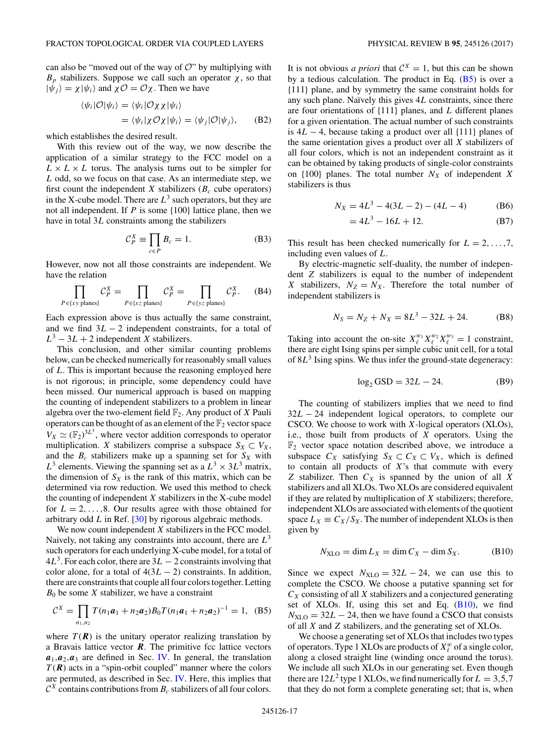can also be "moved out of the way of $\mathcal{O}$" by multiplying with $B_p$ stabilizers. Suppose we call such an operator $\chi$, so that $|\psi_j\rangle = \chi|\psi_i\rangle$ and $\chi\mathcal{O} = \mathcal{O}\chi$. Then we have

$$\begin{aligned}\langle\psi_i|\mathcal{O}|\psi_i\rangle &= \langle\psi_i|\mathcal{O}\chi\chi|\psi_i\rangle \\ &= \langle\psi_i|\chi\mathcal{O}\chi|\psi_i\rangle = \langle\psi_j|\mathcal{O}|\psi_j\rangle, \end{aligned} \tag{B2}$$

which establishes the desired result.

With this review out of the way, we now describe the application of a similar strategy to the FCC model on a $L \times L \times L$ torus. The analysis turns out to be simpler for $L$ odd, so we focus on that case. As an intermediate step, we first count the independent $X$ stabilizers ($B_c$ cube operators) in the X-cube model. There are $L^3$ such operators, but they are not all independent. If $P$ is some {100} lattice plane, then we have in total $3L$ constraints among the stabilizers

$$\mathcal{C}_P^X \equiv \prod_{c\in P} B_c = 1. \tag{B3}$$

However, now not all those constraints are independent. We have the relation

$$\prod_{P\in\{xy\text{ planes}\}} \mathcal{C}_P^X = \prod_{P\in\{xz\text{ planes}\}} \mathcal{C}_P^X = \prod_{P\in\{yz\text{ planes}\}} \mathcal{C}_P^X. \tag{B4}$$

Each expression above is thus actually the same constraint, and we find $3L-2$ independent constraints, for a total of $L^3 - 3L + 2$ independent $X$ stabilizers.

This conclusion, and other similar counting problems below, can be checked numerically for reasonably small values of $L$. This is important because the reasoning employed here is not rigorous; in principle, some dependency could have been missed. Our numerical approach is based on mapping the counting of independent stabilizers to a problem in linear algebra over the two-element field $\mathbb{F}_2$. Any product of $X$ Pauli operators can be thought of as an element of the $\mathbb{F}_2$ vector space $V_X \simeq (\mathbb{F}_2)^{3L^3}$, where vector addition corresponds to operator multiplication. $X$ stabilizers comprise a subspace $S_X \subset V_X$, and the $B_c$ stabilizers make up a spanning set for $S_X$ with $L^3$ elements. Viewing the spanning set as a $L^3 \times 3L^3$ matrix, the dimension of $S_X$ is the rank of this matrix, which can be determined via row reduction. We used this method to check the counting of independent $X$ stabilizers in the X-cube model for $L = 2,\ldots,8$. Our results agree with those obtained for arbitrary odd $L$ in Ref. [30] by rigorous algebraic methods.

We now count independent $X$ stabilizers in the FCC model. Naively, not taking any constraints into account, there are $L^3$ such operators for each underlying X-cube model, for a total of $4L^3$. For each color, there are $3L-2$ constraints involving that color alone, for a total of $4(3L-2)$ constraints. In addition, there are constraints that couple all four colors together. Letting $B_0$ be some $X$ stabilizer, we have a constraint

$$\mathcal{C}^X = \prod_{n_1,n_2} T(n_1\boldsymbol{a}_1 + n_2\boldsymbol{a}_2) B_0 T(n_1\boldsymbol{a}_1 + n_2\boldsymbol{a}_2)^{-1} = 1, \tag{B5}$$

where $T(\boldsymbol{R})$ is the unitary operator realizing translation by a Bravais lattice vector $\boldsymbol{R}$. The primitive fcc lattice vectors $\boldsymbol{a}_1, \boldsymbol{a}_2, \boldsymbol{a}_3$ are defined in Sec. IV. In general, the translation $T(\boldsymbol{R})$ acts in a "spin-orbit coupled" manner where the colors are permuted, as described in Sec. IV. Here, this implies that $\mathcal{C}^X$ contains contributions from $B_c$ stabilizers of all four colors. It is not obvious *a priori* that $\mathcal{C}^X = 1$, but this can be shown by a tedious calculation. The product in Eq. (B5) is over a {111} plane, and by symmetry the same constraint holds for any such plane. Naïvely this gives $4L$ constraints, since there are four orientations of {111} planes, and $L$ different planes for a given orientation. The actual number of such constraints is $4L-4$, because taking a product over all {111} planes of the same orientation gives a product over all $X$ stabilizers of all four colors, which is not an independent constraint as it can be obtained by taking products of single-color constraints on {100} planes. The total number $N_X$ of independent $X$ stabilizers is thus

$$N_X = 4L^3 - 4(3L-2) - (4L-4) \tag{B6}$$

$$= 4L^3 - 16L + 12. \tag{B7}$$

This result has been checked numerically for $L = 2,\ldots,7$, including even values of $L$.

By electric-magnetic self-duality, the number of independent $Z$ stabilizers is equal to the number of independent $X$ stabilizers, $N_Z = N_X$. Therefore the total number of independent stabilizers is

$$N_S = N_Z + N_X = 8L^3 - 32L + 24. \tag{B8}$$

Taking into account the on-site $X_\ell^{w_1} X_\ell^{w_2} X_\ell^{w_3} = 1$ constraint, there are eight Ising spins per simple cubic unit cell, for a total of $8L^3$ Ising spins. We thus infer the ground-state degeneracy:

$$\log_2 \text{GSD} = 32L - 24. \tag{B9}$$

The counting of stabilizers implies that we need to find $32L - 24$ independent logical operators, to complete our CSCO. We choose to work with $X$-logical operators (XLOs), i.e., those built from products of $X$ operators. Using the $\mathbb{F}_2$ vector space notation described above, we introduce a subspace $C_X$ satisfying $S_X \subset C_X \subset V_X$, which is defined to contain all products of $X$'s that commute with every $Z$ stabilizer. Then $C_X$ is spanned by the union of all $X$ stabilizers and all XLOs. Two XLOs are considered equivalent if they are related by multiplication of $X$ stabilizers; therefore, independent XLOs are associated with elements of the quotient space $L_X \equiv C_X/S_X$. The number of independent XLOs is then given by

$$N_{\text{XLO}} = \dim L_X = \dim C_X - \dim S_X. \tag{B10}$$

Since we expect $N_{\text{XLO}} = 32L - 24$, we can use this to complete the CSCO. We choose a putative spanning set for $C_X$ consisting of all $X$ stabilizers and a conjectured generating set of XLOs. If, using this set and Eq. (B10), we find $N_{\text{XLO}} = 32L - 24$, then we have found a CSCO that consists of all $X$ and $Z$ stabilizers, and the generating set of XLOs.

We choose a generating set of XLOs that includes two types of operators. Type 1 XLOs are products of $X_\ell^w$ of a single color, along a closed straight line (winding once around the torus). We include all such XLOs in our generating set. Even though there are $12L^2$ type 1 XLOs, we find numerically for $L = 3,5,7$ that they do not form a complete generating set; that is, when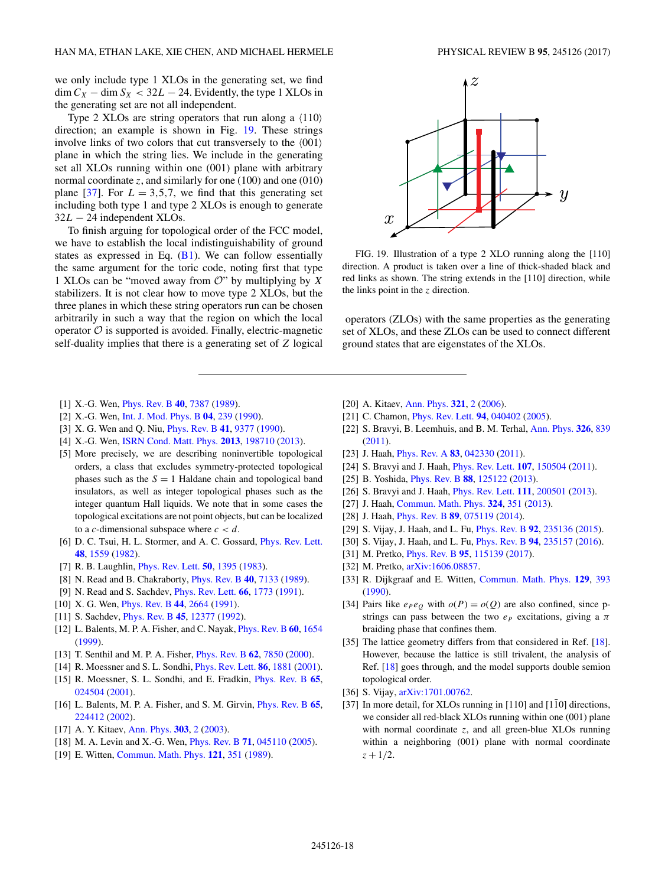we only include type 1 XLOs in the generating set, we find $\dim C_X - \dim S_X < 32L - 24$. Evidently, the type 1 XLOs in the generating set are not all independent.

Type 2 XLOs are string operators that run along a $\langle 110 \rangle$ direction; an example is shown in Fig. 19. These strings involve links of two colors that cut transversely to the $\langle 001 \rangle$ plane in which the string lies. We include in the generating set all XLOs running within one (001) plane with arbitrary normal coordinate $z$, and similarly for one (100) and one (010) plane [37]. For $L = 3,5,7$, we find that this generating set including both type 1 and type 2 XLOs is enough to generate $32L - 24$ independent XLOs.

To finish arguing for topological order of the FCC model, we have to establish the local indistinguishability of ground states as expressed in Eq. (B1). We can follow essentially the same argument for the toric code, noting first that type 1 XLOs can be "moved away from $\mathcal{O}$" by multiplying by $X$ stabilizers. It is not clear how to move type 2 XLOs, but the three planes in which these string operators run can be chosen arbitrarily in such a way that the region on which the local operator $\mathcal{O}$ is supported is avoided. Finally, electric-magnetic self-duality implies that there is a generating set of $Z$ logical operators (ZLOs) with the same properties as the generating set of XLOs, and these ZLOs can be used to connect different ground states that are eigenstates of the XLOs.

z

y

x

FIG. 19. Illustration of a type 2 XLO running along the [110] direction. A product is taken over a line of thick-shaded black and red links as shown. The string extends in the [110] direction, while the links point in the $z$ direction.

[1] X.-G. Wen, Phys. Rev. B **40**, 7387 (1989).
[2] X.-G. Wen, Int. J. Mod. Phys. B **04**, 239 (1990).
[3] X. G. Wen and Q. Niu, Phys. Rev. B **41**, 9377 (1990).
[4] X.-G. Wen, ISRN Cond. Matt. Phys. **2013**, 198710 (2013).
[5] More precisely, we are describing noninvertible topological orders, a class that excludes symmetry-protected topological phases such as the $S = 1$ Haldane chain and topological band insulators, as well as integer topological phases such as the integer quantum Hall liquids. We note that in some cases the topological excitations are not point objects, but can be localized to a $c$-dimensional subspace where $c < d$.
[6] D. C. Tsui, H. L. Stormer, and A. C. Gossard, Phys. Rev. Lett. **48**, 1559 (1982).
[7] R. B. Laughlin, Phys. Rev. Lett. **50**, 1395 (1983).
[8] N. Read and B. Chakraborty, Phys. Rev. B **40**, 7133 (1989).
[9] N. Read and S. Sachdev, Phys. Rev. Lett. **66**, 1773 (1991).
[10] X. G. Wen, Phys. Rev. B **44**, 2664 (1991).
[11] S. Sachdev, Phys. Rev. B **45**, 12377 (1992).
[12] L. Balents, M. P. A. Fisher, and C. Nayak, Phys. Rev. B **60**, 1654 (1999).
[13] T. Senthil and M. P. A. Fisher, Phys. Rev. B **62**, 7850 (2000).
[14] R. Moessner and S. L. Sondhi, Phys. Rev. Lett. **86**, 1881 (2001).
[15] R. Moessner, S. L. Sondhi, and E. Fradkin, Phys. Rev. B **65**, 024504 (2001).
[16] L. Balents, M. P. A. Fisher, and S. M. Girvin, Phys. Rev. B **65**, 224412 (2002).
[17] A. Y. Kitaev, Ann. Phys. **303**, 2 (2003).
[18] M. A. Levin and X.-G. Wen, Phys. Rev. B **71**, 045110 (2005).
[19] E. Witten, Commun. Math. Phys. **121**, 351 (1989).
[20] A. Kitaev, Ann. Phys. **321**, 2 (2006).
[21] C. Chamon, Phys. Rev. Lett. **94**, 040402 (2005).
[22] S. Bravyi, B. Leemhuis, and B. M. Terhal, Ann. Phys. **326**, 839 (2011).
[23] J. Haah, Phys. Rev. A **83**, 042330 (2011).
[24] S. Bravyi and J. Haah, Phys. Rev. Lett. **107**, 150504 (2011).
[25] B. Yoshida, Phys. Rev. B **88**, 125122 (2013).
[26] S. Bravyi and J. Haah, Phys. Rev. Lett. **111**, 200501 (2013).
[27] J. Haah, Commun. Math. Phys. **324**, 351 (2013).
[28] J. Haah, Phys. Rev. B **89**, 075119 (2014).
[29] S. Vijay, J. Haah, and L. Fu, Phys. Rev. B **92**, 235136 (2015).
[30] S. Vijay, J. Haah, and L. Fu, Phys. Rev. B **94**, 235157 (2016).
[31] M. Pretko, Phys. Rev. B **95**, 115139 (2017).
[32] M. Pretko, arXiv:1606.08857.
[33] R. Dijkgraaf and E. Witten, Commun. Math. Phys. **129**, 393 (1990).
[34] Pairs like $e_P e_Q$ with $o(P) = o(Q)$ are also confined, since p-strings can pass between the two $e_P$ excitations, giving a $\pi$ braiding phase that confines them.
[35] The lattice geometry differs from that considered in Ref. [18]. However, because the lattice is still trivalent, the analysis of Ref. [18] goes through, and the model supports double semion topological order.
[36] S. Vijay, arXiv:1701.00762.
[37] In more detail, for XLOs running in [110] and [$1\bar{1}0$] directions, we consider all red-black XLOs running within one (001) plane with normal coordinate $z$, and all green-blue XLOs running within a neighboring (001) plane with normal coordinate $z + 1/2$.